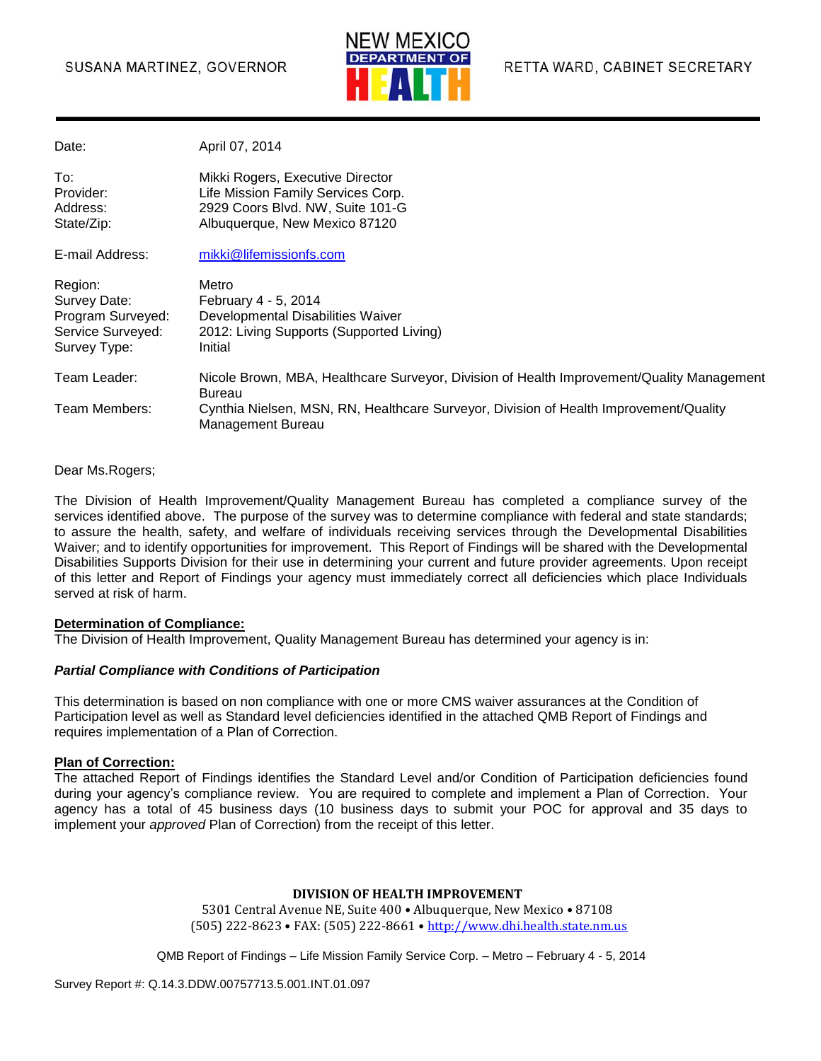SUSANA MARTINEZ, GOVERNOR

NEW MEXICO DEPARTMENT OF HEALTH

RETTA WARD, CABINET SECRETARY

---

| | |
|---|---|
| Date: | April 07, 2014 |
| To: | Mikki Rogers, Executive Director |
| Provider: | Life Mission Family Services Corp. |
| Address: | 2929 Coors Blvd. NW, Suite 101-G |
| State/Zip: | Albuquerque, New Mexico 87120 |
| E-mail Address: | mikki@lifemissionfs.com |
| Region: | Metro |
| Survey Date: | February 4 - 5, 2014 |
| Program Surveyed: | Developmental Disabilities Waiver |
| Service Surveyed: | 2012: Living Supports (Supported Living) |
| Survey Type: | Initial |
| Team Leader: | Nicole Brown, MBA, Healthcare Surveyor, Division of Health Improvement/Quality Management Bureau |
| Team Members: | Cynthia Nielsen, MSN, RN, Healthcare Surveyor, Division of Health Improvement/Quality Management Bureau |

Dear Ms.Rogers;

The Division of Health Improvement/Quality Management Bureau has completed a compliance survey of the services identified above. The purpose of the survey was to determine compliance with federal and state standards; to assure the health, safety, and welfare of individuals receiving services through the Developmental Disabilities Waiver; and to identify opportunities for improvement. This Report of Findings will be shared with the Developmental Disabilities Supports Division for their use in determining your current and future provider agreements. Upon receipt of this letter and Report of Findings your agency must immediately correct all deficiencies which place Individuals served at risk of harm.

**Determination of Compliance:**
The Division of Health Improvement, Quality Management Bureau has determined your agency is in:

***Partial Compliance with Conditions of Participation***

This determination is based on non compliance with one or more CMS waiver assurances at the Condition of Participation level as well as Standard level deficiencies identified in the attached QMB Report of Findings and requires implementation of a Plan of Correction.

**Plan of Correction:**
The attached Report of Findings identifies the Standard Level and/or Condition of Participation deficiencies found during your agency's compliance review. You are required to complete and implement a Plan of Correction. Your agency has a total of 45 business days (10 business days to submit your POC for approval and 35 days to implement your *approved* Plan of Correction) from the receipt of this letter.

**DIVISION OF HEALTH IMPROVEMENT**
5301 Central Avenue NE, Suite 400 • Albuquerque, New Mexico • 87108
(505) 222-8623 • FAX: (505) 222-8661 • http://www.dhi.health.state.nm.us

QMB Report of Findings – Life Mission Family Service Corp. – Metro – February 4 - 5, 2014

Survey Report #: Q.14.3.DDW.00757713.5.001.INT.01.097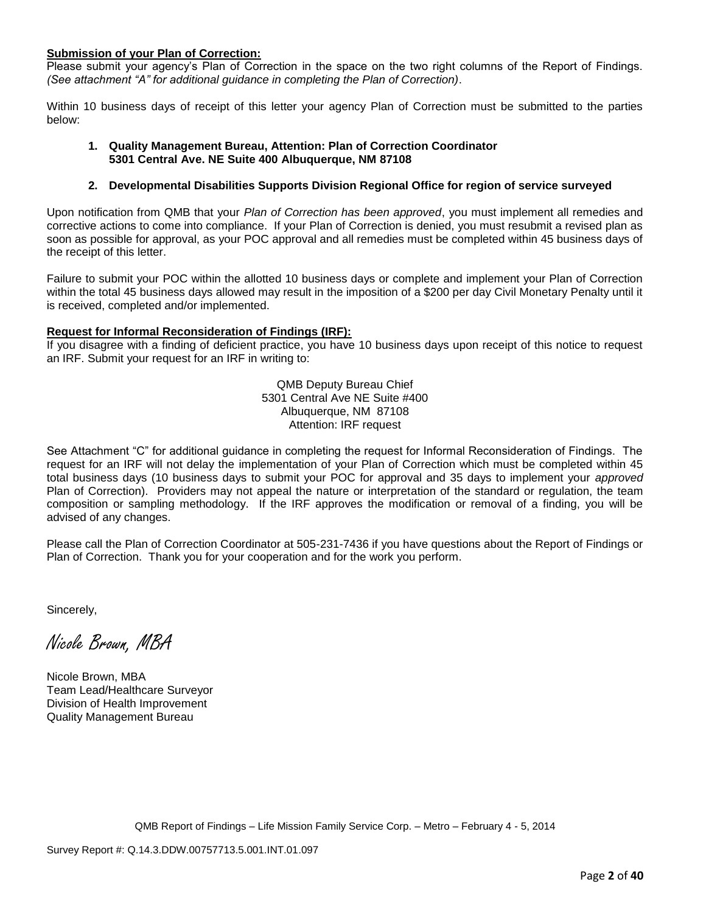**Submission of your Plan of Correction:**

Please submit your agency's Plan of Correction in the space on the two right columns of the Report of Findings. *(See attachment "A" for additional guidance in completing the Plan of Correction)*.

Within 10 business days of receipt of this letter your agency Plan of Correction must be submitted to the parties below:

1. **Quality Management Bureau, Attention: Plan of Correction Coordinator 5301 Central Ave. NE Suite 400 Albuquerque, NM 87108**

2. **Developmental Disabilities Supports Division Regional Office for region of service surveyed**

Upon notification from QMB that your *Plan of Correction has been approved*, you must implement all remedies and corrective actions to come into compliance. If your Plan of Correction is denied, you must resubmit a revised plan as soon as possible for approval, as your POC approval and all remedies must be completed within 45 business days of the receipt of this letter.

Failure to submit your POC within the allotted 10 business days or complete and implement your Plan of Correction within the total 45 business days allowed may result in the imposition of a $200 per day Civil Monetary Penalty until it is received, completed and/or implemented.

**Request for Informal Reconsideration of Findings (IRF):**

If you disagree with a finding of deficient practice, you have 10 business days upon receipt of this notice to request an IRF. Submit your request for an IRF in writing to:

QMB Deputy Bureau Chief
5301 Central Ave NE Suite #400
Albuquerque, NM 87108
Attention: IRF request

See Attachment "C" for additional guidance in completing the request for Informal Reconsideration of Findings. The request for an IRF will not delay the implementation of your Plan of Correction which must be completed within 45 total business days (10 business days to submit your POC for approval and 35 days to implement your *approved* Plan of Correction). Providers may not appeal the nature or interpretation of the standard or regulation, the team composition or sampling methodology. If the IRF approves the modification or removal of a finding, you will be advised of any changes.

Please call the Plan of Correction Coordinator at 505-231-7436 if you have questions about the Report of Findings or Plan of Correction. Thank you for your cooperation and for the work you perform.

Sincerely,

*Nicole Brown, MBA*

Nicole Brown, MBA
Team Lead/Healthcare Surveyor
Division of Health Improvement
Quality Management Bureau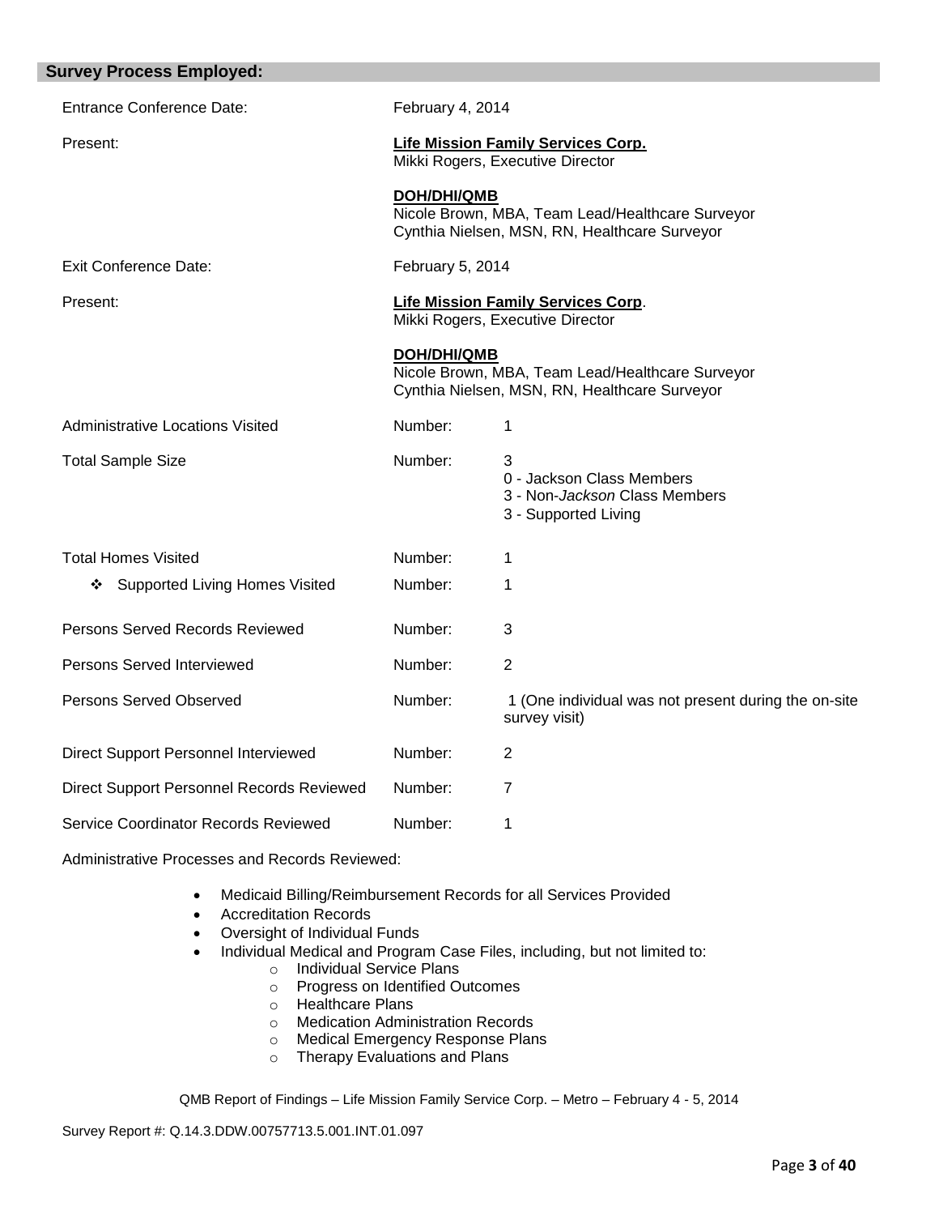## Survey Process Employed:

| | | |
|---|---|---|
| Entrance Conference Date: | February 4, 2014 | |
| Present: | **Life Mission Family Services Corp.**<br>Mikki Rogers, Executive Director<br><br>**DOH/DHI/QMB**<br>Nicole Brown, MBA, Team Lead/Healthcare Surveyor<br>Cynthia Nielsen, MSN, RN, Healthcare Surveyor | |
| Exit Conference Date: | February 5, 2014 | |
| Present: | **Life Mission Family Services Corp**.<br>Mikki Rogers, Executive Director<br><br>**DOH/DHI/QMB**<br>Nicole Brown, MBA, Team Lead/Healthcare Surveyor<br>Cynthia Nielsen, MSN, RN, Healthcare Surveyor | |
| Administrative Locations Visited | Number: | 1 |
| Total Sample Size | Number: | 3<br>0 - Jackson Class Members<br>3 - Non-*Jackson* Class Members<br>3 - Supported Living |
| Total Homes Visited | Number: | 1 |
| ❖ Supported Living Homes Visited | Number: | 1 |
| Persons Served Records Reviewed | Number: | 3 |
| Persons Served Interviewed | Number: | 2 |
| Persons Served Observed | Number: | 1 (One individual was not present during the on-site survey visit) |
| Direct Support Personnel Interviewed | Number: | 2 |
| Direct Support Personnel Records Reviewed | Number: | 7 |
| Service Coordinator Records Reviewed | Number: | 1 |

Administrative Processes and Records Reviewed:

- Medicaid Billing/Reimbursement Records for all Services Provided
- Accreditation Records
- Oversight of Individual Funds
- Individual Medical and Program Case Files, including, but not limited to:
  - Individual Service Plans
  - Progress on Identified Outcomes
  - Healthcare Plans
  - Medication Administration Records
  - Medical Emergency Response Plans
  - Therapy Evaluations and Plans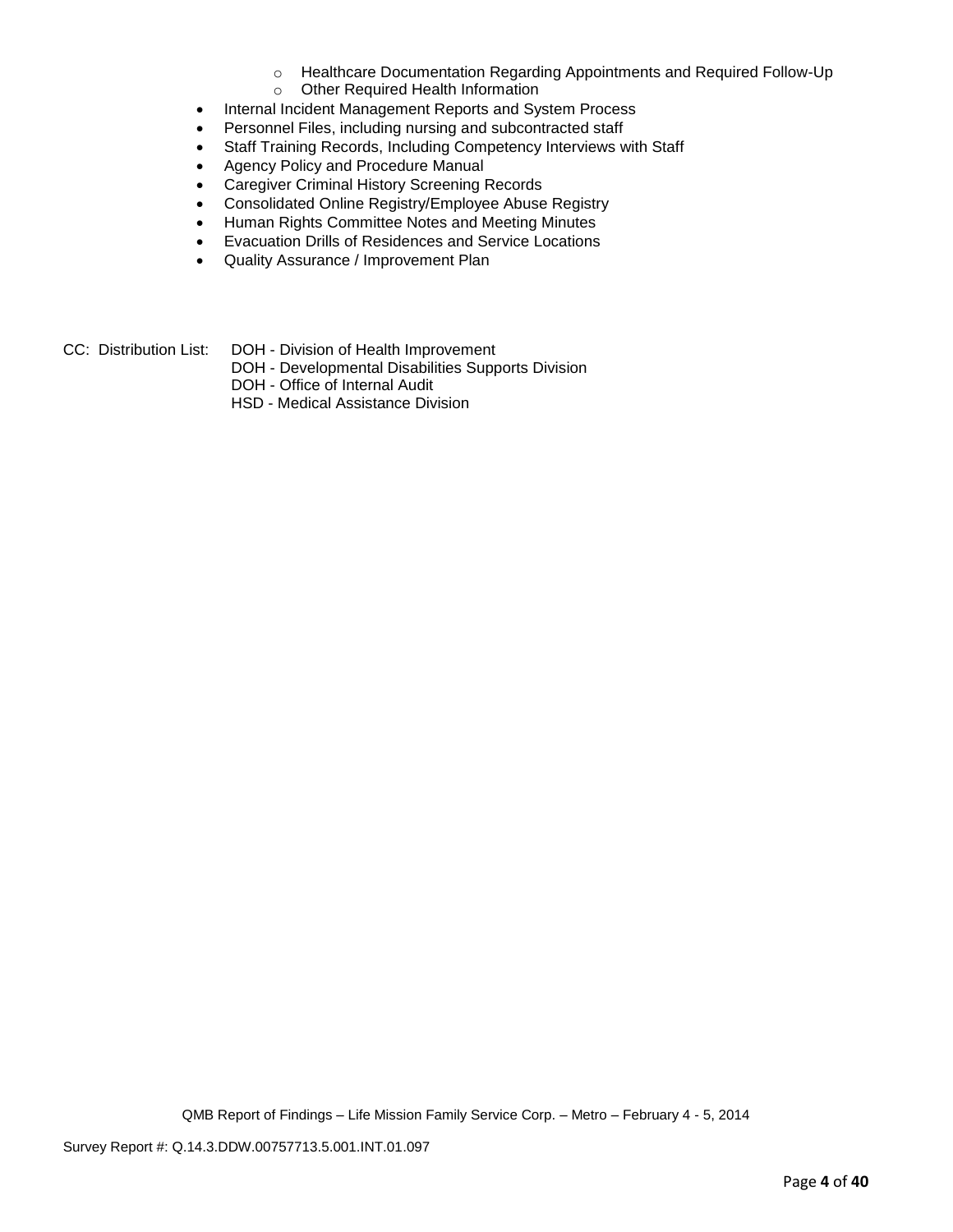- Healthcare Documentation Regarding Appointments and Required Follow-Up
  - Other Required Health Information
- Internal Incident Management Reports and System Process
- Personnel Files, including nursing and subcontracted staff
- Staff Training Records, Including Competency Interviews with Staff
- Agency Policy and Procedure Manual
- Caregiver Criminal History Screening Records
- Consolidated Online Registry/Employee Abuse Registry
- Human Rights Committee Notes and Meeting Minutes
- Evacuation Drills of Residences and Service Locations
- Quality Assurance / Improvement Plan

CC: Distribution List: DOH - Division of Health Improvement
DOH - Developmental Disabilities Supports Division
DOH - Office of Internal Audit
HSD - Medical Assistance Division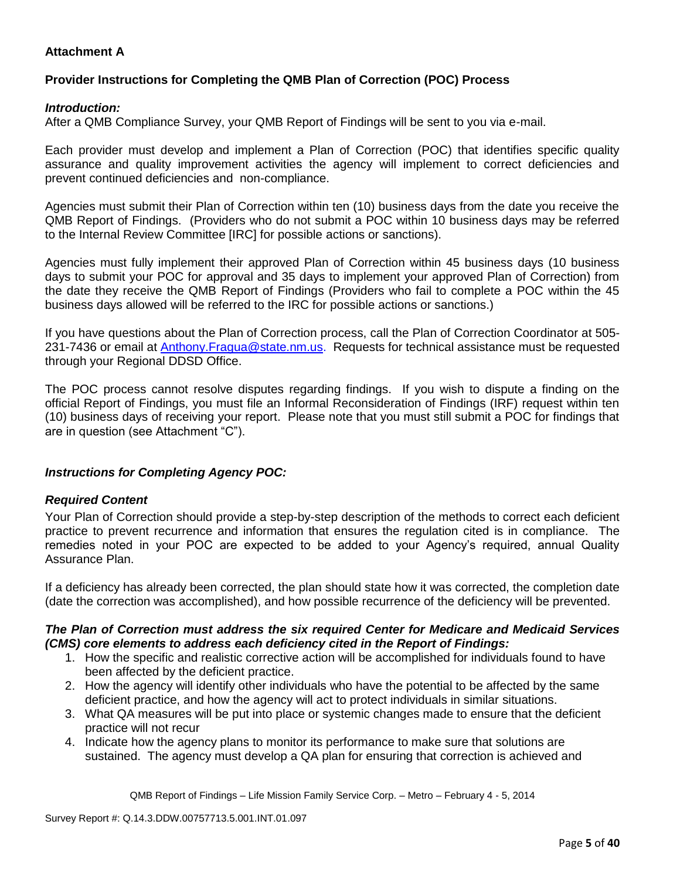**Attachment A**

**Provider Instructions for Completing the QMB Plan of Correction (POC) Process**

***Introduction:***
After a QMB Compliance Survey, your QMB Report of Findings will be sent to you via e-mail.

Each provider must develop and implement a Plan of Correction (POC) that identifies specific quality assurance and quality improvement activities the agency will implement to correct deficiencies and prevent continued deficiencies and non-compliance.

Agencies must submit their Plan of Correction within ten (10) business days from the date you receive the QMB Report of Findings. (Providers who do not submit a POC within 10 business days may be referred to the Internal Review Committee [IRC] for possible actions or sanctions).

Agencies must fully implement their approved Plan of Correction within 45 business days (10 business days to submit your POC for approval and 35 days to implement your approved Plan of Correction) from the date they receive the QMB Report of Findings (Providers who fail to complete a POC within the 45 business days allowed will be referred to the IRC for possible actions or sanctions.)

If you have questions about the Plan of Correction process, call the Plan of Correction Coordinator at 505-231-7436 or email at Anthony.Fragua@state.nm.us. Requests for technical assistance must be requested through your Regional DDSD Office.

The POC process cannot resolve disputes regarding findings. If you wish to dispute a finding on the official Report of Findings, you must file an Informal Reconsideration of Findings (IRF) request within ten (10) business days of receiving your report. Please note that you must still submit a POC for findings that are in question (see Attachment "C").

***Instructions for Completing Agency POC:***

***Required Content***
Your Plan of Correction should provide a step-by-step description of the methods to correct each deficient practice to prevent recurrence and information that ensures the regulation cited is in compliance. The remedies noted in your POC are expected to be added to your Agency's required, annual Quality Assurance Plan.

If a deficiency has already been corrected, the plan should state how it was corrected, the completion date (date the correction was accomplished), and how possible recurrence of the deficiency will be prevented.

***The Plan of Correction must address the six required Center for Medicare and Medicaid Services (CMS) core elements to address each deficiency cited in the Report of Findings:***

1. How the specific and realistic corrective action will be accomplished for individuals found to have been affected by the deficient practice.
2. How the agency will identify other individuals who have the potential to be affected by the same deficient practice, and how the agency will act to protect individuals in similar situations.
3. What QA measures will be put into place or systemic changes made to ensure that the deficient practice will not recur
4. Indicate how the agency plans to monitor its performance to make sure that solutions are sustained. The agency must develop a QA plan for ensuring that correction is achieved and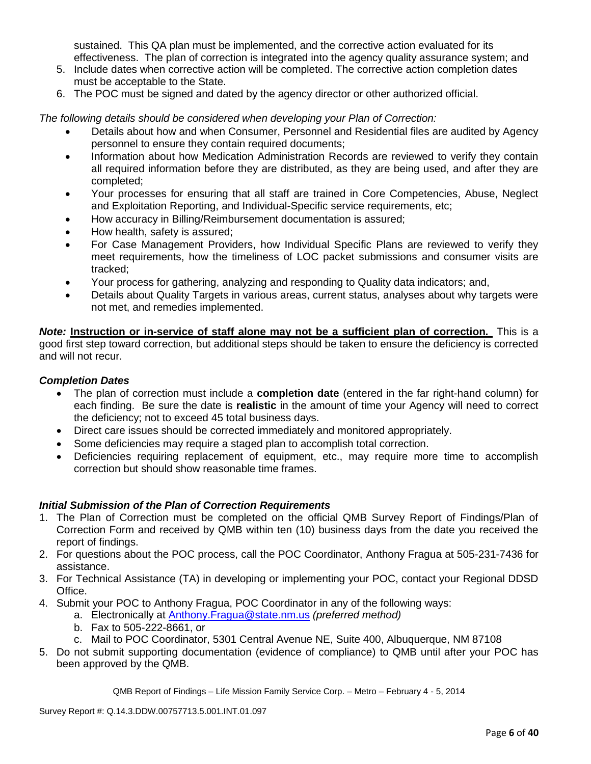sustained. This QA plan must be implemented, and the corrective action evaluated for its effectiveness. The plan of correction is integrated into the agency quality assurance system; and

5. Include dates when corrective action will be completed. The corrective action completion dates must be acceptable to the State.
6. The POC must be signed and dated by the agency director or other authorized official.

*The following details should be considered when developing your Plan of Correction:*

- Details about how and when Consumer, Personnel and Residential files are audited by Agency personnel to ensure they contain required documents;
- Information about how Medication Administration Records are reviewed to verify they contain all required information before they are distributed, as they are being used, and after they are completed;
- Your processes for ensuring that all staff are trained in Core Competencies, Abuse, Neglect and Exploitation Reporting, and Individual-Specific service requirements, etc;
- How accuracy in Billing/Reimbursement documentation is assured;
- How health, safety is assured;
- For Case Management Providers, how Individual Specific Plans are reviewed to verify they meet requirements, how the timeliness of LOC packet submissions and consumer visits are tracked;
- Your process for gathering, analyzing and responding to Quality data indicators; and,
- Details about Quality Targets in various areas, current status, analyses about why targets were not met, and remedies implemented.

***Note:*** **<u>Instruction or in-service of staff alone may not be a sufficient plan of correction.</u>** This is a good first step toward correction, but additional steps should be taken to ensure the deficiency is corrected and will not recur.

***Completion Dates***

- The plan of correction must include a **completion date** (entered in the far right-hand column) for each finding. Be sure the date is **realistic** in the amount of time your Agency will need to correct the deficiency; not to exceed 45 total business days.
- Direct care issues should be corrected immediately and monitored appropriately.
- Some deficiencies may require a staged plan to accomplish total correction.
- Deficiencies requiring replacement of equipment, etc., may require more time to accomplish correction but should show reasonable time frames.

***Initial Submission of the Plan of Correction Requirements***

1. The Plan of Correction must be completed on the official QMB Survey Report of Findings/Plan of Correction Form and received by QMB within ten (10) business days from the date you received the report of findings.
2. For questions about the POC process, call the POC Coordinator, Anthony Fragua at 505-231-7436 for assistance.
3. For Technical Assistance (TA) in developing or implementing your POC, contact your Regional DDSD Office.
4. Submit your POC to Anthony Fragua, POC Coordinator in any of the following ways:
   a. Electronically at Anthony.Fragua@state.nm.us *(preferred method)*
   b. Fax to 505-222-8661, or
   c. Mail to POC Coordinator, 5301 Central Avenue NE, Suite 400, Albuquerque, NM 87108
5. Do not submit supporting documentation (evidence of compliance) to QMB until after your POC has been approved by the QMB.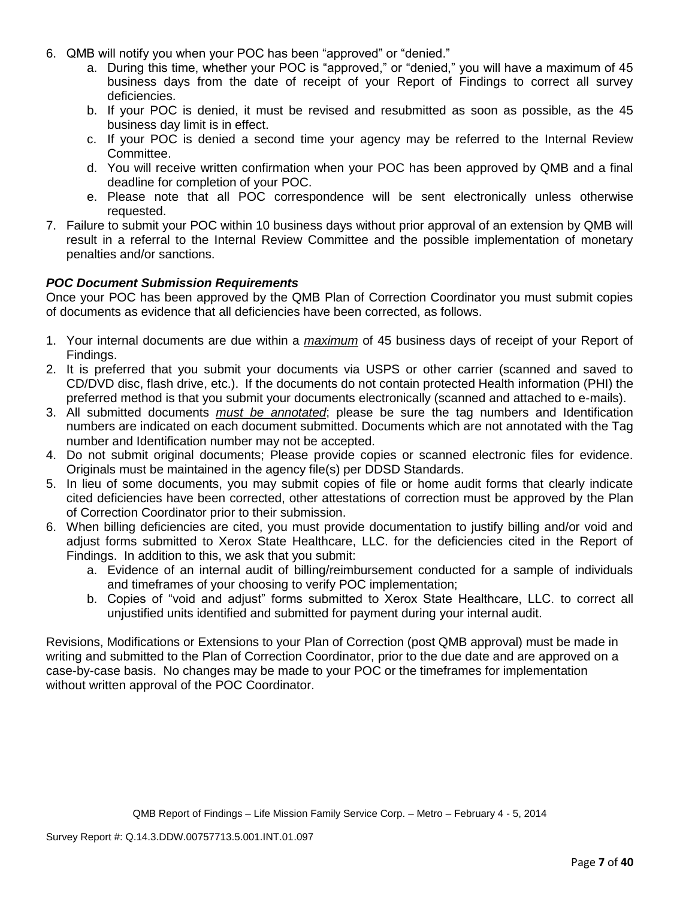6. QMB will notify you when your POC has been "approved" or "denied."
   a. During this time, whether your POC is "approved," or "denied," you will have a maximum of 45 business days from the date of receipt of your Report of Findings to correct all survey deficiencies.
   b. If your POC is denied, it must be revised and resubmitted as soon as possible, as the 45 business day limit is in effect.
   c. If your POC is denied a second time your agency may be referred to the Internal Review Committee.
   d. You will receive written confirmation when your POC has been approved by QMB and a final deadline for completion of your POC.
   e. Please note that all POC correspondence will be sent electronically unless otherwise requested.
7. Failure to submit your POC within 10 business days without prior approval of an extension by QMB will result in a referral to the Internal Review Committee and the possible implementation of monetary penalties and/or sanctions.

***POC Document Submission Requirements***

Once your POC has been approved by the QMB Plan of Correction Coordinator you must submit copies of documents as evidence that all deficiencies have been corrected, as follows.

1. Your internal documents are due within a ***maximum*** of 45 business days of receipt of your Report of Findings.
2. It is preferred that you submit your documents via USPS or other carrier (scanned and saved to CD/DVD disc, flash drive, etc.). If the documents do not contain protected Health information (PHI) the preferred method is that you submit your documents electronically (scanned and attached to e-mails).
3. All submitted documents ***must be annotated***; please be sure the tag numbers and Identification numbers are indicated on each document submitted. Documents which are not annotated with the Tag number and Identification number may not be accepted.
4. Do not submit original documents; Please provide copies or scanned electronic files for evidence. Originals must be maintained in the agency file(s) per DDSD Standards.
5. In lieu of some documents, you may submit copies of file or home audit forms that clearly indicate cited deficiencies have been corrected, other attestations of correction must be approved by the Plan of Correction Coordinator prior to their submission.
6. When billing deficiencies are cited, you must provide documentation to justify billing and/or void and adjust forms submitted to Xerox State Healthcare, LLC. for the deficiencies cited in the Report of Findings. In addition to this, we ask that you submit:
   a. Evidence of an internal audit of billing/reimbursement conducted for a sample of individuals and timeframes of your choosing to verify POC implementation;
   b. Copies of "void and adjust" forms submitted to Xerox State Healthcare, LLC. to correct all unjustified units identified and submitted for payment during your internal audit.

Revisions, Modifications or Extensions to your Plan of Correction (post QMB approval) must be made in writing and submitted to the Plan of Correction Coordinator, prior to the due date and are approved on a case-by-case basis. No changes may be made to your POC or the timeframes for implementation without written approval of the POC Coordinator.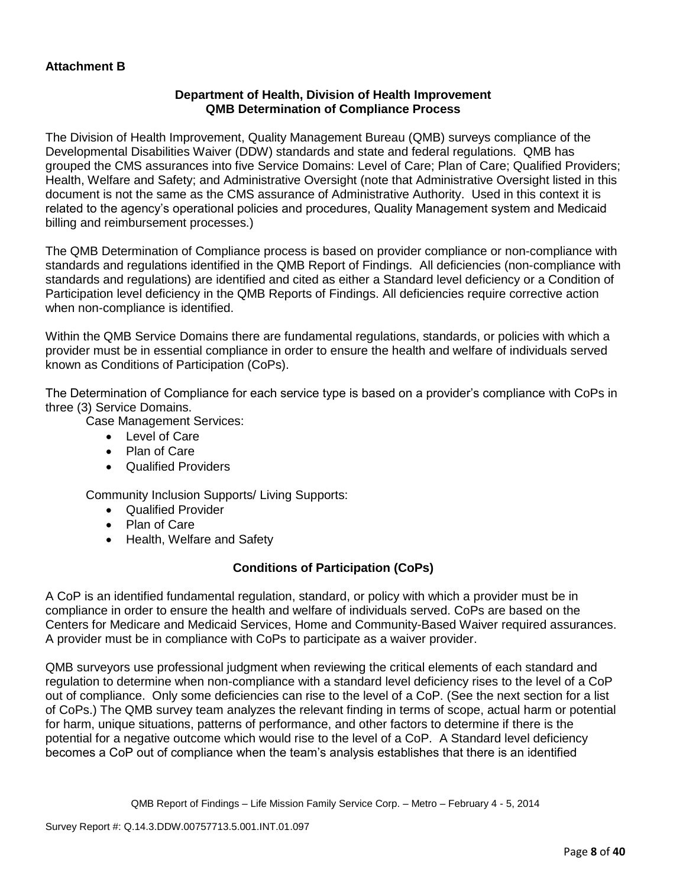**Attachment B**

**Department of Health, Division of Health Improvement**
**QMB Determination of Compliance Process**

The Division of Health Improvement, Quality Management Bureau (QMB) surveys compliance of the Developmental Disabilities Waiver (DDW) standards and state and federal regulations. QMB has grouped the CMS assurances into five Service Domains: Level of Care; Plan of Care; Qualified Providers; Health, Welfare and Safety; and Administrative Oversight (note that Administrative Oversight listed in this document is not the same as the CMS assurance of Administrative Authority. Used in this context it is related to the agency's operational policies and procedures, Quality Management system and Medicaid billing and reimbursement processes.)

The QMB Determination of Compliance process is based on provider compliance or non-compliance with standards and regulations identified in the QMB Report of Findings. All deficiencies (non-compliance with standards and regulations) are identified and cited as either a Standard level deficiency or a Condition of Participation level deficiency in the QMB Reports of Findings. All deficiencies require corrective action when non-compliance is identified.

Within the QMB Service Domains there are fundamental regulations, standards, or policies with which a provider must be in essential compliance in order to ensure the health and welfare of individuals served known as Conditions of Participation (CoPs).

The Determination of Compliance for each service type is based on a provider's compliance with CoPs in three (3) Service Domains.

Case Management Services:

- Level of Care
- Plan of Care
- Qualified Providers

Community Inclusion Supports/ Living Supports:

- Qualified Provider
- Plan of Care
- Health, Welfare and Safety

**Conditions of Participation (CoPs)**

A CoP is an identified fundamental regulation, standard, or policy with which a provider must be in compliance in order to ensure the health and welfare of individuals served. CoPs are based on the Centers for Medicare and Medicaid Services, Home and Community-Based Waiver required assurances. A provider must be in compliance with CoPs to participate as a waiver provider.

QMB surveyors use professional judgment when reviewing the critical elements of each standard and regulation to determine when non-compliance with a standard level deficiency rises to the level of a CoP out of compliance. Only some deficiencies can rise to the level of a CoP. (See the next section for a list of CoPs.) The QMB survey team analyzes the relevant finding in terms of scope, actual harm or potential for harm, unique situations, patterns of performance, and other factors to determine if there is the potential for a negative outcome which would rise to the level of a CoP. A Standard level deficiency becomes a CoP out of compliance when the team's analysis establishes that there is an identified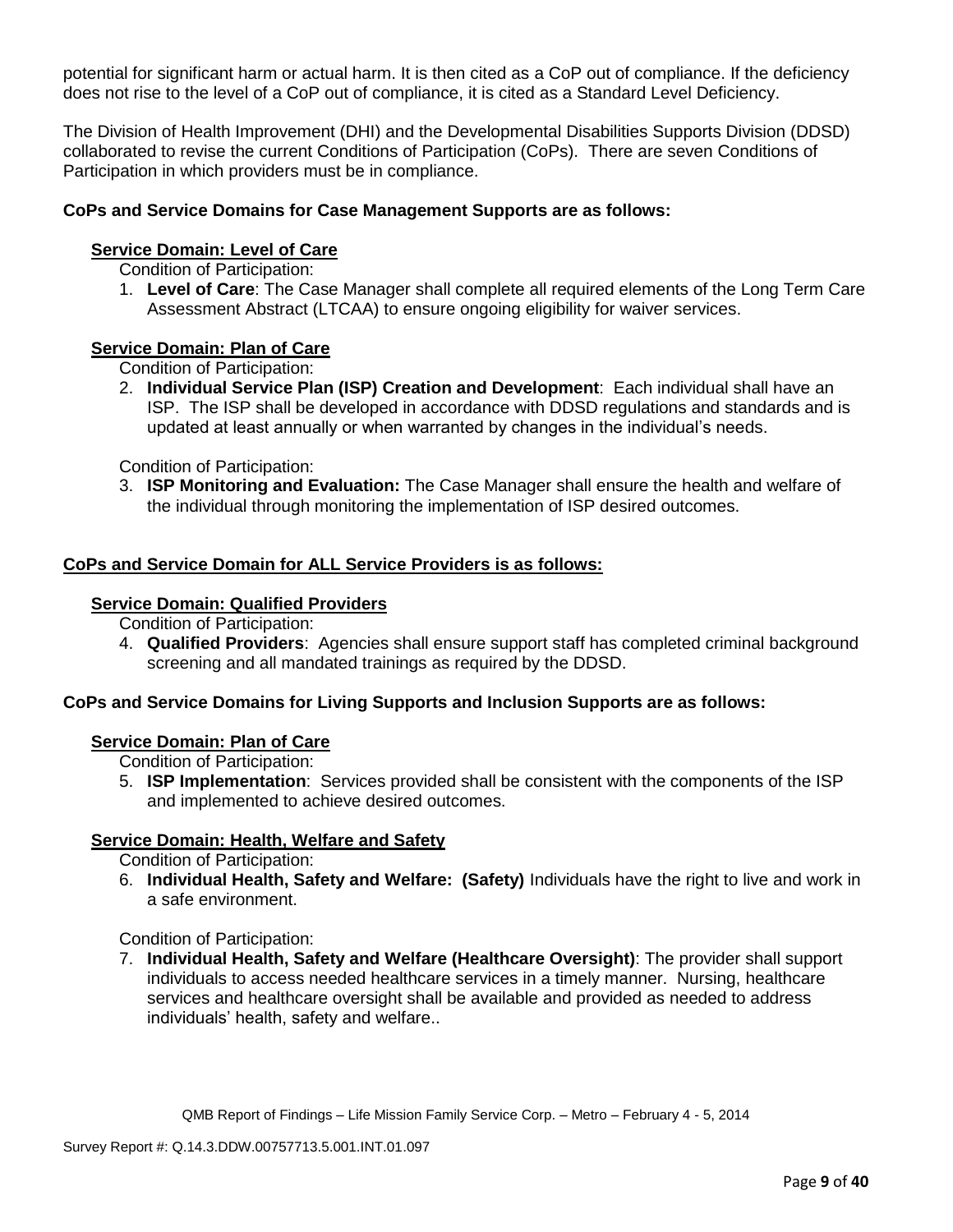potential for significant harm or actual harm. It is then cited as a CoP out of compliance. If the deficiency does not rise to the level of a CoP out of compliance, it is cited as a Standard Level Deficiency.

The Division of Health Improvement (DHI) and the Developmental Disabilities Supports Division (DDSD) collaborated to revise the current Conditions of Participation (CoPs). There are seven Conditions of Participation in which providers must be in compliance.

**CoPs and Service Domains for Case Management Supports are as follows:**

**Service Domain: Level of Care**

Condition of Participation:

1. **Level of Care**: The Case Manager shall complete all required elements of the Long Term Care Assessment Abstract (LTCAA) to ensure ongoing eligibility for waiver services.

**Service Domain: Plan of Care**

Condition of Participation:

2. **Individual Service Plan (ISP) Creation and Development**: Each individual shall have an ISP. The ISP shall be developed in accordance with DDSD regulations and standards and is updated at least annually or when warranted by changes in the individual's needs.

Condition of Participation:

3. **ISP Monitoring and Evaluation:** The Case Manager shall ensure the health and welfare of the individual through monitoring the implementation of ISP desired outcomes.

**CoPs and Service Domain for ALL Service Providers is as follows:**

**Service Domain: Qualified Providers**

Condition of Participation:

4. **Qualified Providers**: Agencies shall ensure support staff has completed criminal background screening and all mandated trainings as required by the DDSD.

**CoPs and Service Domains for Living Supports and Inclusion Supports are as follows:**

**Service Domain: Plan of Care**

Condition of Participation:

5. **ISP Implementation**: Services provided shall be consistent with the components of the ISP and implemented to achieve desired outcomes.

**Service Domain: Health, Welfare and Safety**

Condition of Participation:

6. **Individual Health, Safety and Welfare: (Safety)** Individuals have the right to live and work in a safe environment.

Condition of Participation:

7. **Individual Health, Safety and Welfare (Healthcare Oversight)**: The provider shall support individuals to access needed healthcare services in a timely manner. Nursing, healthcare services and healthcare oversight shall be available and provided as needed to address individuals' health, safety and welfare..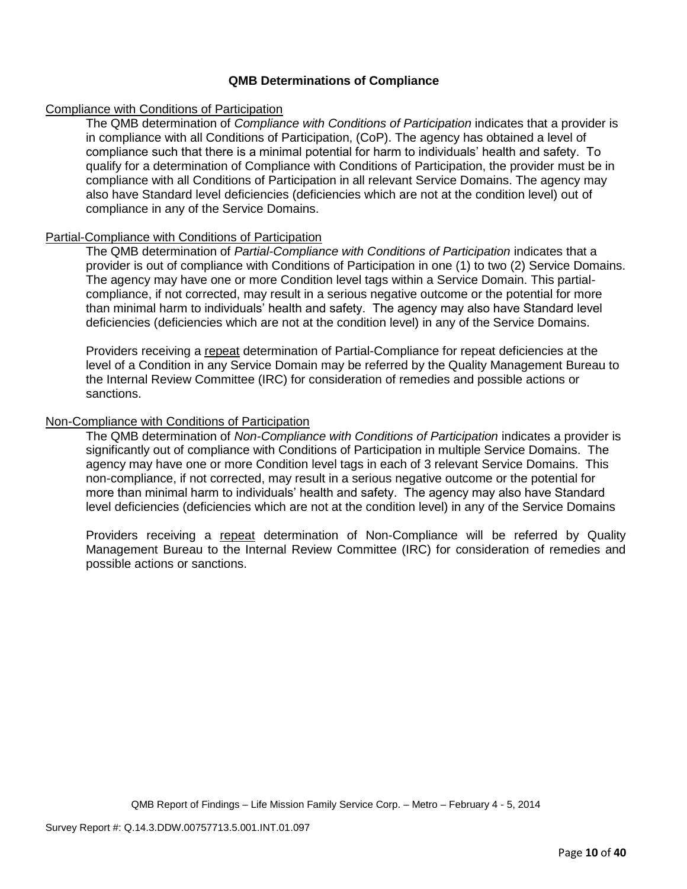**QMB Determinations of Compliance**

Compliance with Conditions of Participation

The QMB determination of *Compliance with Conditions of Participation* indicates that a provider is in compliance with all Conditions of Participation, (CoP). The agency has obtained a level of compliance such that there is a minimal potential for harm to individuals' health and safety. To qualify for a determination of Compliance with Conditions of Participation, the provider must be in compliance with all Conditions of Participation in all relevant Service Domains. The agency may also have Standard level deficiencies (deficiencies which are not at the condition level) out of compliance in any of the Service Domains.

Partial-Compliance with Conditions of Participation

The QMB determination of *Partial-Compliance with Conditions of Participation* indicates that a provider is out of compliance with Conditions of Participation in one (1) to two (2) Service Domains. The agency may have one or more Condition level tags within a Service Domain. This partial-compliance, if not corrected, may result in a serious negative outcome or the potential for more than minimal harm to individuals' health and safety. The agency may also have Standard level deficiencies (deficiencies which are not at the condition level) in any of the Service Domains.

Providers receiving a repeat determination of Partial-Compliance for repeat deficiencies at the level of a Condition in any Service Domain may be referred by the Quality Management Bureau to the Internal Review Committee (IRC) for consideration of remedies and possible actions or sanctions.

Non-Compliance with Conditions of Participation

The QMB determination of *Non-Compliance with Conditions of Participation* indicates a provider is significantly out of compliance with Conditions of Participation in multiple Service Domains. The agency may have one or more Condition level tags in each of 3 relevant Service Domains. This non-compliance, if not corrected, may result in a serious negative outcome or the potential for more than minimal harm to individuals' health and safety. The agency may also have Standard level deficiencies (deficiencies which are not at the condition level) in any of the Service Domains

Providers receiving a repeat determination of Non-Compliance will be referred by Quality Management Bureau to the Internal Review Committee (IRC) for consideration of remedies and possible actions or sanctions.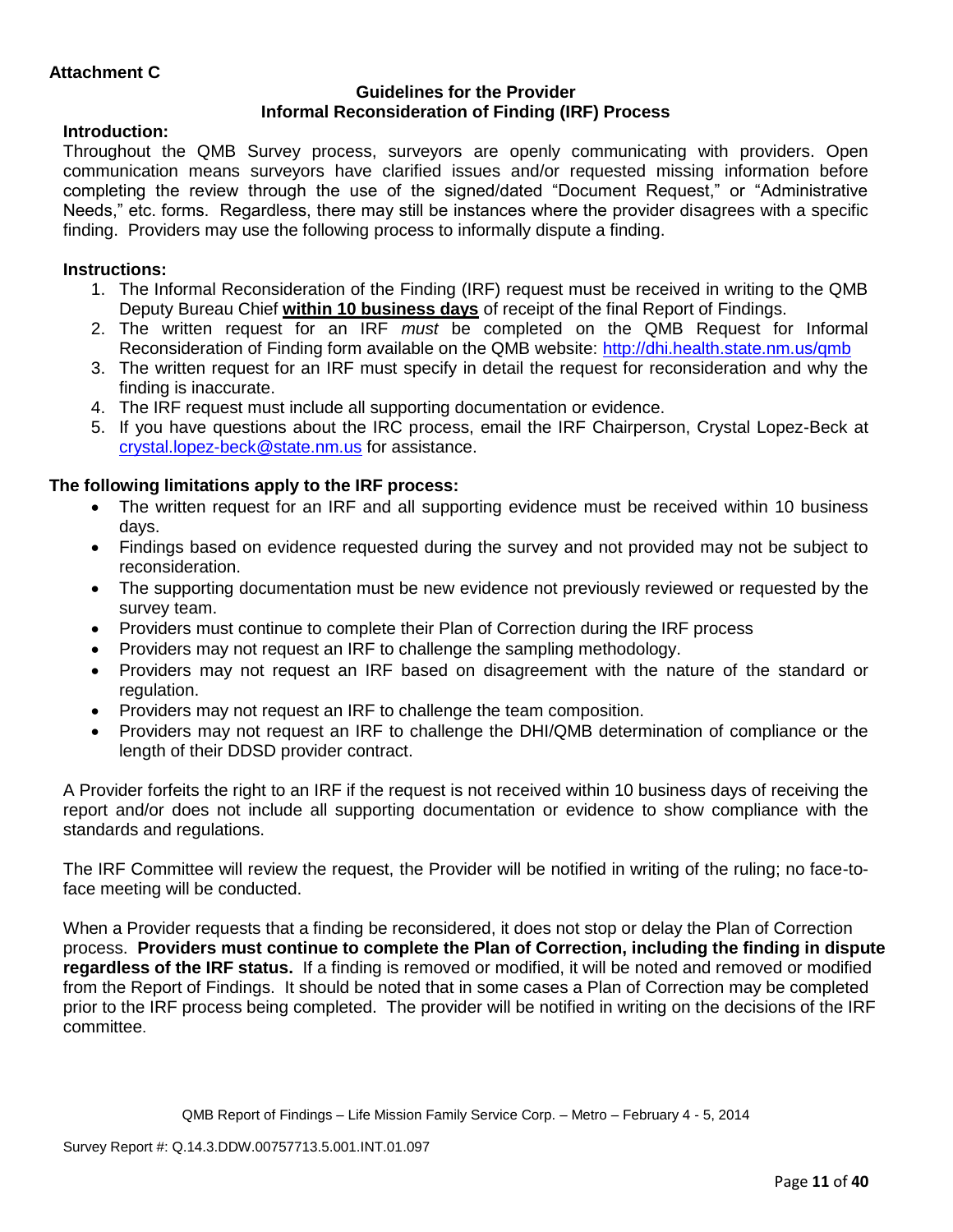**Attachment C**

**Guidelines for the Provider**
**Informal Reconsideration of Finding (IRF) Process**

**Introduction:**

Throughout the QMB Survey process, surveyors are openly communicating with providers. Open communication means surveyors have clarified issues and/or requested missing information before completing the review through the use of the signed/dated "Document Request," or "Administrative Needs," etc. forms. Regardless, there may still be instances where the provider disagrees with a specific finding. Providers may use the following process to informally dispute a finding.

**Instructions:**

1. The Informal Reconsideration of the Finding (IRF) request must be received in writing to the QMB Deputy Bureau Chief **within 10 business days** of receipt of the final Report of Findings.
2. The written request for an IRF *must* be completed on the QMB Request for Informal Reconsideration of Finding form available on the QMB website: http://dhi.health.state.nm.us/qmb
3. The written request for an IRF must specify in detail the request for reconsideration and why the finding is inaccurate.
4. The IRF request must include all supporting documentation or evidence.
5. If you have questions about the IRC process, email the IRF Chairperson, Crystal Lopez-Beck at crystal.lopez-beck@state.nm.us for assistance.

**The following limitations apply to the IRF process:**

- The written request for an IRF and all supporting evidence must be received within 10 business days.
- Findings based on evidence requested during the survey and not provided may not be subject to reconsideration.
- The supporting documentation must be new evidence not previously reviewed or requested by the survey team.
- Providers must continue to complete their Plan of Correction during the IRF process
- Providers may not request an IRF to challenge the sampling methodology.
- Providers may not request an IRF based on disagreement with the nature of the standard or regulation.
- Providers may not request an IRF to challenge the team composition.
- Providers may not request an IRF to challenge the DHI/QMB determination of compliance or the length of their DDSD provider contract.

A Provider forfeits the right to an IRF if the request is not received within 10 business days of receiving the report and/or does not include all supporting documentation or evidence to show compliance with the standards and regulations.

The IRF Committee will review the request, the Provider will be notified in writing of the ruling; no face-to-face meeting will be conducted.

When a Provider requests that a finding be reconsidered, it does not stop or delay the Plan of Correction process. **Providers must continue to complete the Plan of Correction, including the finding in dispute regardless of the IRF status.** If a finding is removed or modified, it will be noted and removed or modified from the Report of Findings. It should be noted that in some cases a Plan of Correction may be completed prior to the IRF process being completed. The provider will be notified in writing on the decisions of the IRF committee.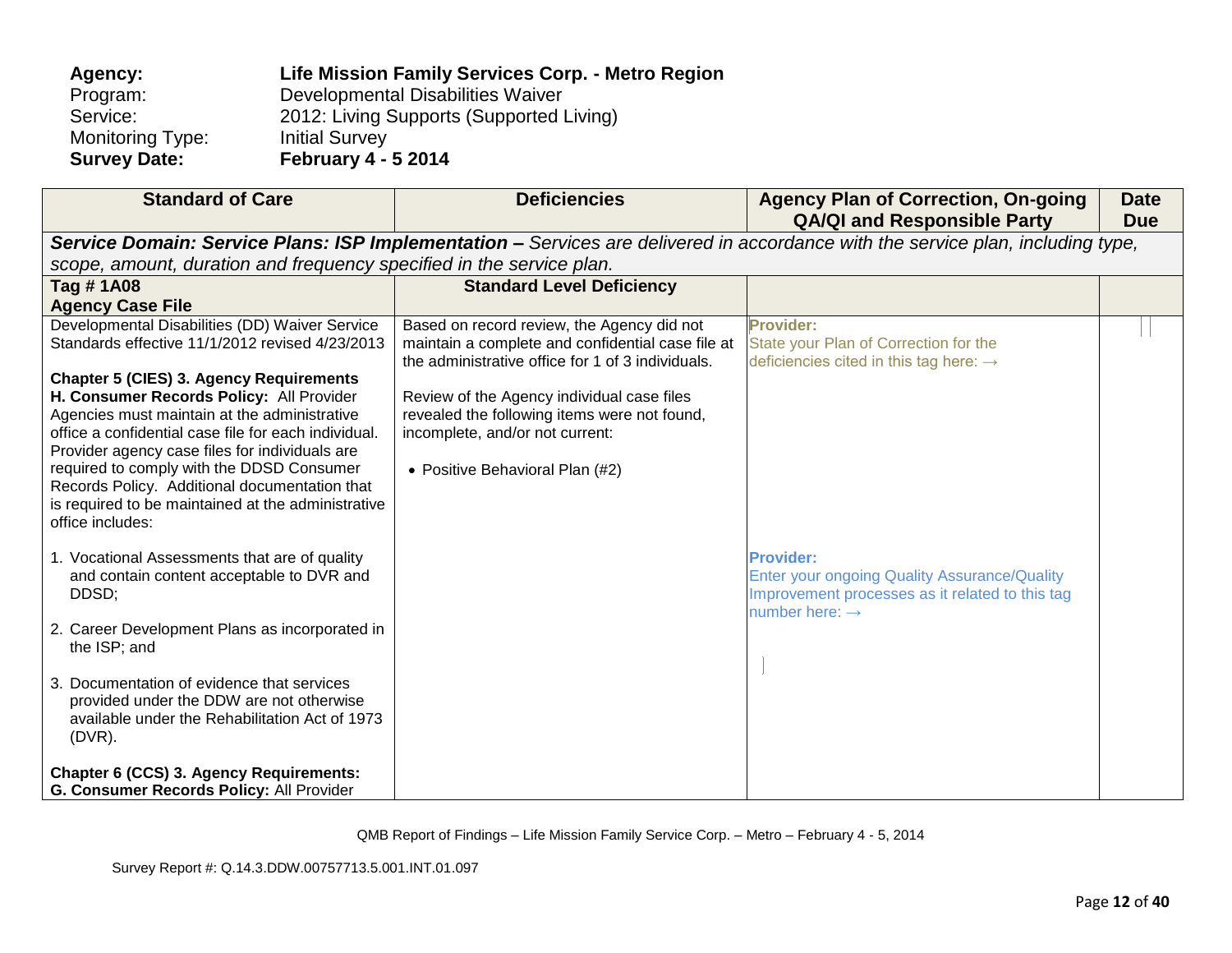| | | | |
|---|---|---|---|
| **Agency:** | **Life Mission Family Services Corp. - Metro Region** | | |
| Program: | Developmental Disabilities Waiver | | |
| Service: | 2012: Living Supports (Supported Living) | | |
| Monitoring Type: | Initial Survey | | |
| **Survey Date:** | **February 4 - 5 2014** | | |

| Standard of Care | Deficiencies | Agency Plan of Correction, On-going QA/QI and Responsible Party | Date Due |
|---|---|---|---|
| ***Service Domain: Service Plans: ISP Implementation –*** *Services are delivered in accordance with the service plan, including type, scope, amount, duration and frequency specified in the service plan.* | | | |
| **Tag # 1A08**<br>**Agency Case File** | **Standard Level Deficiency** | | |
| Developmental Disabilities (DD) Waiver Service Standards effective 11/1/2012 revised 4/23/2013<br><br>**Chapter 5 (CIES) 3. Agency Requirements H. Consumer Records Policy:** All Provider Agencies must maintain at the administrative office a confidential case file for each individual. Provider agency case files for individuals are required to comply with the DDSD Consumer Records Policy. Additional documentation that is required to be maintained at the administrative office includes:<br><br>1. Vocational Assessments that are of quality and contain content acceptable to DVR and DDSD;<br><br>2. Career Development Plans as incorporated in the ISP; and<br><br>3. Documentation of evidence that services provided under the DDW are not otherwise available under the Rehabilitation Act of 1973 (DVR).<br><br>**Chapter 6 (CCS) 3. Agency Requirements: G. Consumer Records Policy:** All Provider | Based on record review, the Agency did not maintain a complete and confidential case file at the administrative office for 1 of 3 individuals.<br><br>Review of the Agency individual case files revealed the following items were not found, incomplete, and/or not current:<br><br>• Positive Behavioral Plan (#2) | **Provider:**<br>State your Plan of Correction for the deficiencies cited in this tag here: →<br><br>**Provider:**<br>Enter your ongoing Quality Assurance/Quality Improvement processes as it related to this tag number here: → | |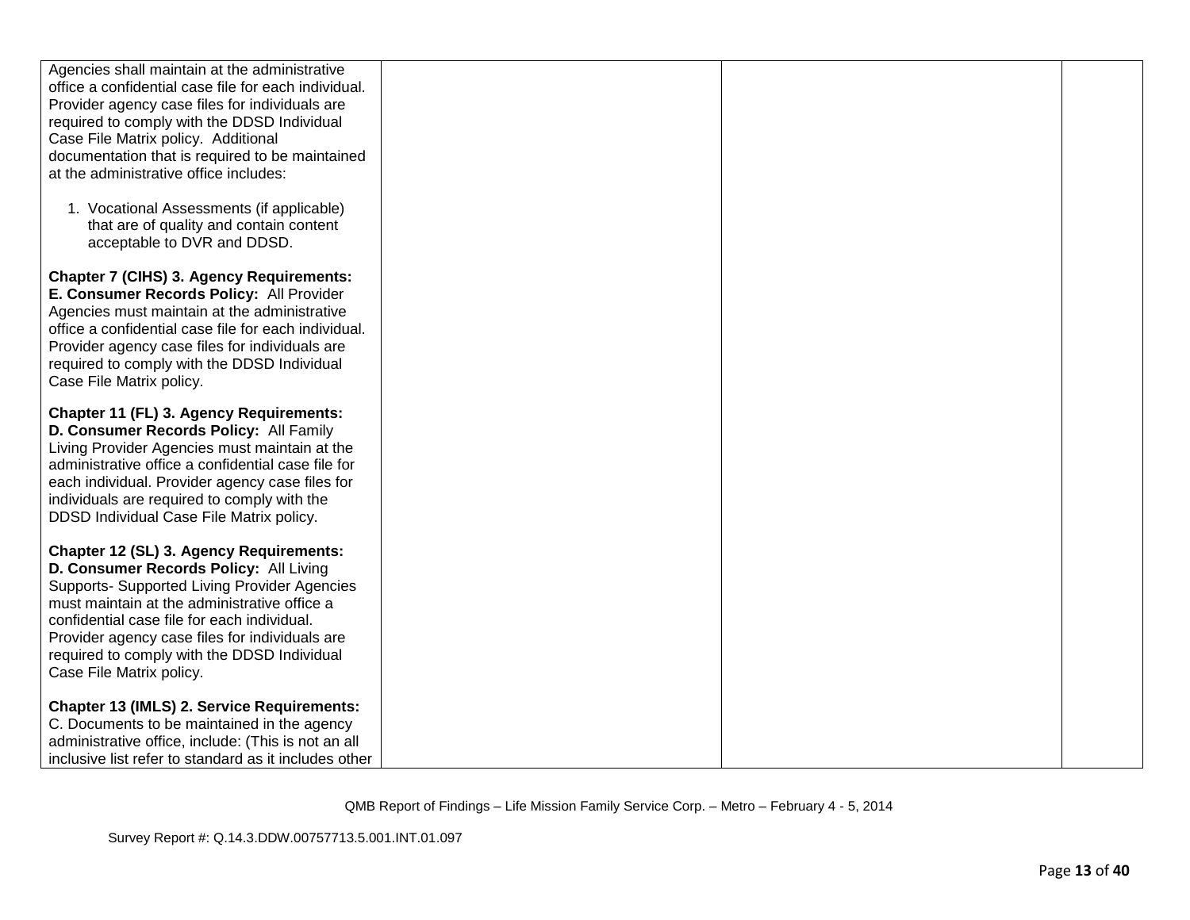| | | | |
|---|---|---|---|
| Agencies shall maintain at the administrative office a confidential case file for each individual. Provider agency case files for individuals are required to comply with the DDSD Individual Case File Matrix policy. Additional documentation that is required to be maintained at the administrative office includes:<br><br>1. Vocational Assessments (if applicable) that are of quality and contain content acceptable to DVR and DDSD.<br><br>**Chapter 7 (CIHS) 3. Agency Requirements: E. Consumer Records Policy:** All Provider Agencies must maintain at the administrative office a confidential case file for each individual. Provider agency case files for individuals are required to comply with the DDSD Individual Case File Matrix policy.<br><br>**Chapter 11 (FL) 3. Agency Requirements: D. Consumer Records Policy:** All Family Living Provider Agencies must maintain at the administrative office a confidential case file for each individual. Provider agency case files for individuals are required to comply with the DDSD Individual Case File Matrix policy.<br><br>**Chapter 12 (SL) 3. Agency Requirements: D. Consumer Records Policy:** All Living Supports- Supported Living Provider Agencies must maintain at the administrative office a confidential case file for each individual. Provider agency case files for individuals are required to comply with the DDSD Individual Case File Matrix policy.<br><br>**Chapter 13 (IMLS) 2. Service Requirements:** C. Documents to be maintained in the agency administrative office, include: (This is not an all inclusive list refer to standard as it includes other | | | |

QMB Report of Findings – Life Mission Family Service Corp. – Metro – February 4 - 5, 2014

Survey Report #: Q.14.3.DDW.00757713.5.001.INT.01.097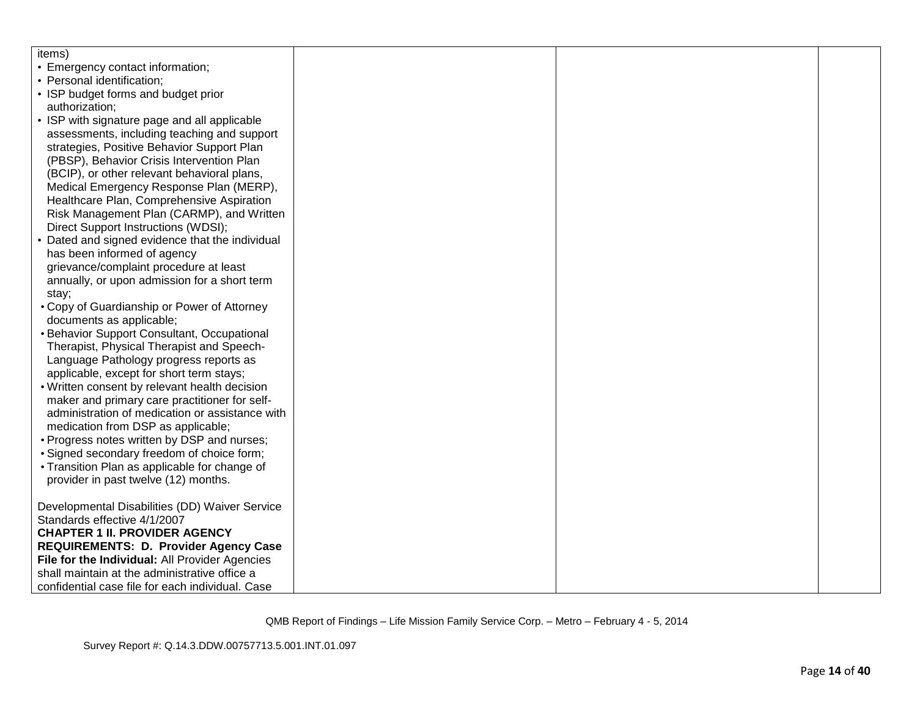| | | | |
|---|---|---|---|
| items)<br>• Emergency contact information;<br>• Personal identification;<br>• ISP budget forms and budget prior authorization;<br>• ISP with signature page and all applicable assessments, including teaching and support strategies, Positive Behavior Support Plan (PBSP), Behavior Crisis Intervention Plan (BCIP), or other relevant behavioral plans, Medical Emergency Response Plan (MERP), Healthcare Plan, Comprehensive Aspiration Risk Management Plan (CARMP), and Written Direct Support Instructions (WDSI);<br>• Dated and signed evidence that the individual has been informed of agency grievance/complaint procedure at least annually, or upon admission for a short term stay;<br>• Copy of Guardianship or Power of Attorney documents as applicable;<br>• Behavior Support Consultant, Occupational Therapist, Physical Therapist and Speech-Language Pathology progress reports as applicable, except for short term stays;<br>• Written consent by relevant health decision maker and primary care practitioner for self-administration of medication or assistance with medication from DSP as applicable;<br>• Progress notes written by DSP and nurses;<br>• Signed secondary freedom of choice form;<br>• Transition Plan as applicable for change of provider in past twelve (12) months.<br><br>Developmental Disabilities (DD) Waiver Service Standards effective 4/1/2007<br>**CHAPTER 1 II. PROVIDER AGENCY REQUIREMENTS: D. Provider Agency Case File for the Individual:** All Provider Agencies shall maintain at the administrative office a confidential case file for each individual. Case | | | |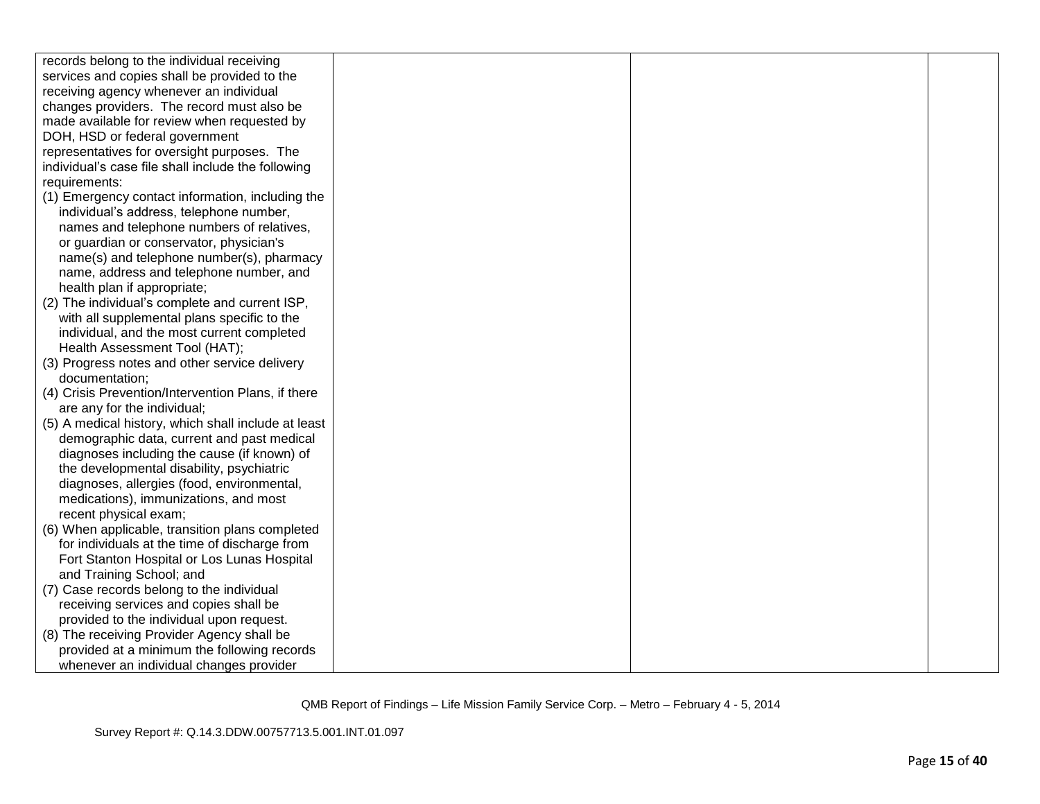| | | | |
|---|---|---|---|
| records belong to the individual receiving services and copies shall be provided to the receiving agency whenever an individual changes providers. The record must also be made available for review when requested by DOH, HSD or federal government representatives for oversight purposes. The individual's case file shall include the following requirements:<br>(1) Emergency contact information, including the individual's address, telephone number, names and telephone numbers of relatives, or guardian or conservator, physician's name(s) and telephone number(s), pharmacy name, address and telephone number, and health plan if appropriate;<br>(2) The individual's complete and current ISP, with all supplemental plans specific to the individual, and the most current completed Health Assessment Tool (HAT);<br>(3) Progress notes and other service delivery documentation;<br>(4) Crisis Prevention/Intervention Plans, if there are any for the individual;<br>(5) A medical history, which shall include at least demographic data, current and past medical diagnoses including the cause (if known) of the developmental disability, psychiatric diagnoses, allergies (food, environmental, medications), immunizations, and most recent physical exam;<br>(6) When applicable, transition plans completed for individuals at the time of discharge from Fort Stanton Hospital or Los Lunas Hospital and Training School; and<br>(7) Case records belong to the individual receiving services and copies shall be provided to the individual upon request.<br>(8) The receiving Provider Agency shall be provided at a minimum the following records whenever an individual changes provider | | | |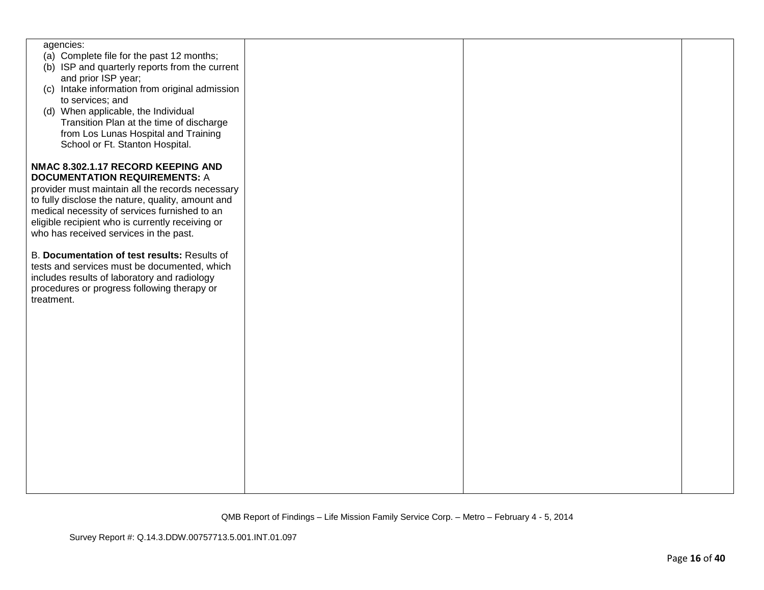| | | | |
|---|---|---|---|
| agencies:<br>(a) Complete file for the past 12 months;<br>(b) ISP and quarterly reports from the current and prior ISP year;<br>(c) Intake information from original admission to services; and<br>(d) When applicable, the Individual Transition Plan at the time of discharge from Los Lunas Hospital and Training School or Ft. Stanton Hospital.<br><br>**NMAC 8.302.1.17 RECORD KEEPING AND DOCUMENTATION REQUIREMENTS:** A provider must maintain all the records necessary to fully disclose the nature, quality, amount and medical necessity of services furnished to an eligible recipient who is currently receiving or who has received services in the past.<br><br>B. **Documentation of test results:** Results of tests and services must be documented, which includes results of laboratory and radiology procedures or progress following therapy or treatment. | | | |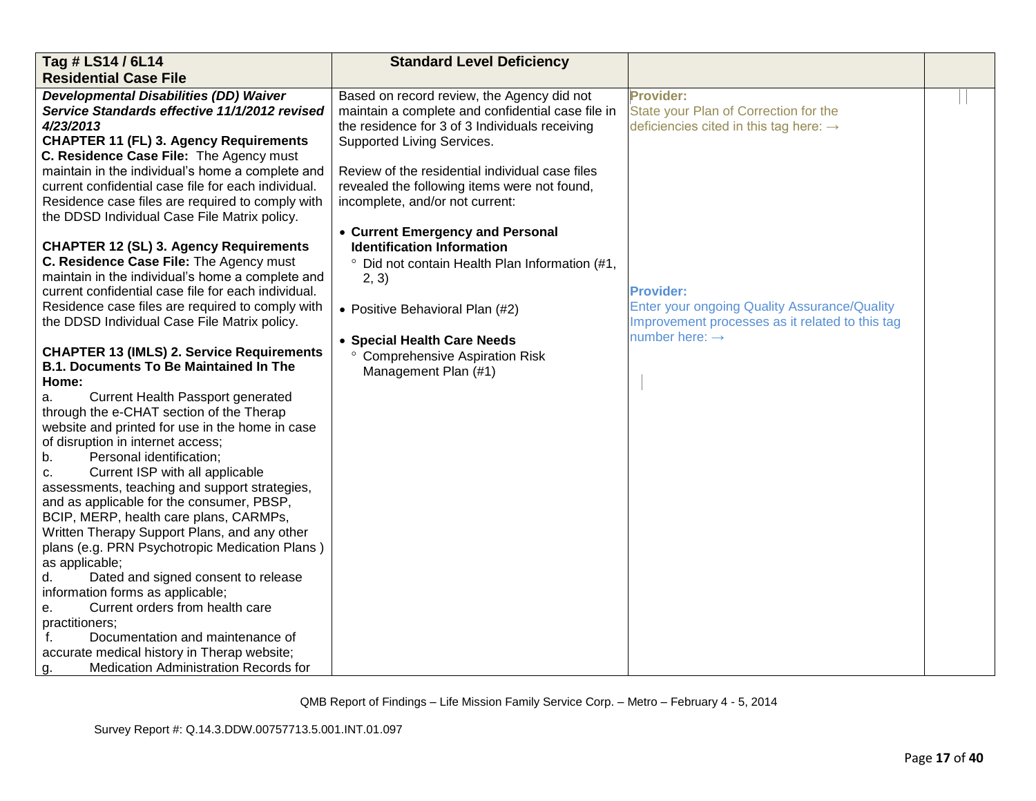| Tag # LS14 / 6L14<br>**Residential Case File** | **Standard Level Deficiency** | | |
|---|---|---|---|
| ***Developmental Disabilities (DD) Waiver Service Standards effective 11/1/2012 revised 4/23/2013***<br>**CHAPTER 11 (FL) 3. Agency Requirements**<br>**C. Residence Case File:** The Agency must maintain in the individual's home a complete and current confidential case file for each individual. Residence case files are required to comply with the DDSD Individual Case File Matrix policy.<br><br>**CHAPTER 12 (SL) 3. Agency Requirements**<br>**C. Residence Case File:** The Agency must maintain in the individual's home a complete and current confidential case file for each individual. Residence case files are required to comply with the DDSD Individual Case File Matrix policy.<br><br>**CHAPTER 13 (IMLS) 2. Service Requirements B.1. Documents To Be Maintained In The Home:**<br>a. Current Health Passport generated through the e-CHAT section of the Therap website and printed for use in the home in case of disruption in internet access;<br>b. Personal identification;<br>c. Current ISP with all applicable assessments, teaching and support strategies, and as applicable for the consumer, PBSP, BCIP, MERP, health care plans, CARMPs, Written Therapy Support Plans, and any other plans (e.g. PRN Psychotropic Medication Plans ) as applicable;<br>d. Dated and signed consent to release information forms as applicable;<br>e. Current orders from health care practitioners;<br>f. Documentation and maintenance of accurate medical history in Therap website;<br>g. Medication Administration Records for | Based on record review, the Agency did not maintain a complete and confidential case file in the residence for 3 of 3 Individuals receiving Supported Living Services.<br><br>Review of the residential individual case files revealed the following items were not found, incomplete, and/or not current:<br><br>• **Current Emergency and Personal Identification Information**<br>° Did not contain Health Plan Information (#1, 2, 3)<br><br>• Positive Behavioral Plan (#2)<br><br>• **Special Health Care Needs**<br>° Comprehensive Aspiration Risk Management Plan (#1) | **Provider:**<br>State your Plan of Correction for the deficiencies cited in this tag here: →<br><br>**Provider:**<br>Enter your ongoing Quality Assurance/Quality Improvement processes as it related to this tag number here: → | |

QMB Report of Findings – Life Mission Family Service Corp. – Metro – February 4 - 5, 2014

Survey Report #: Q.14.3.DDW.00757713.5.001.INT.01.097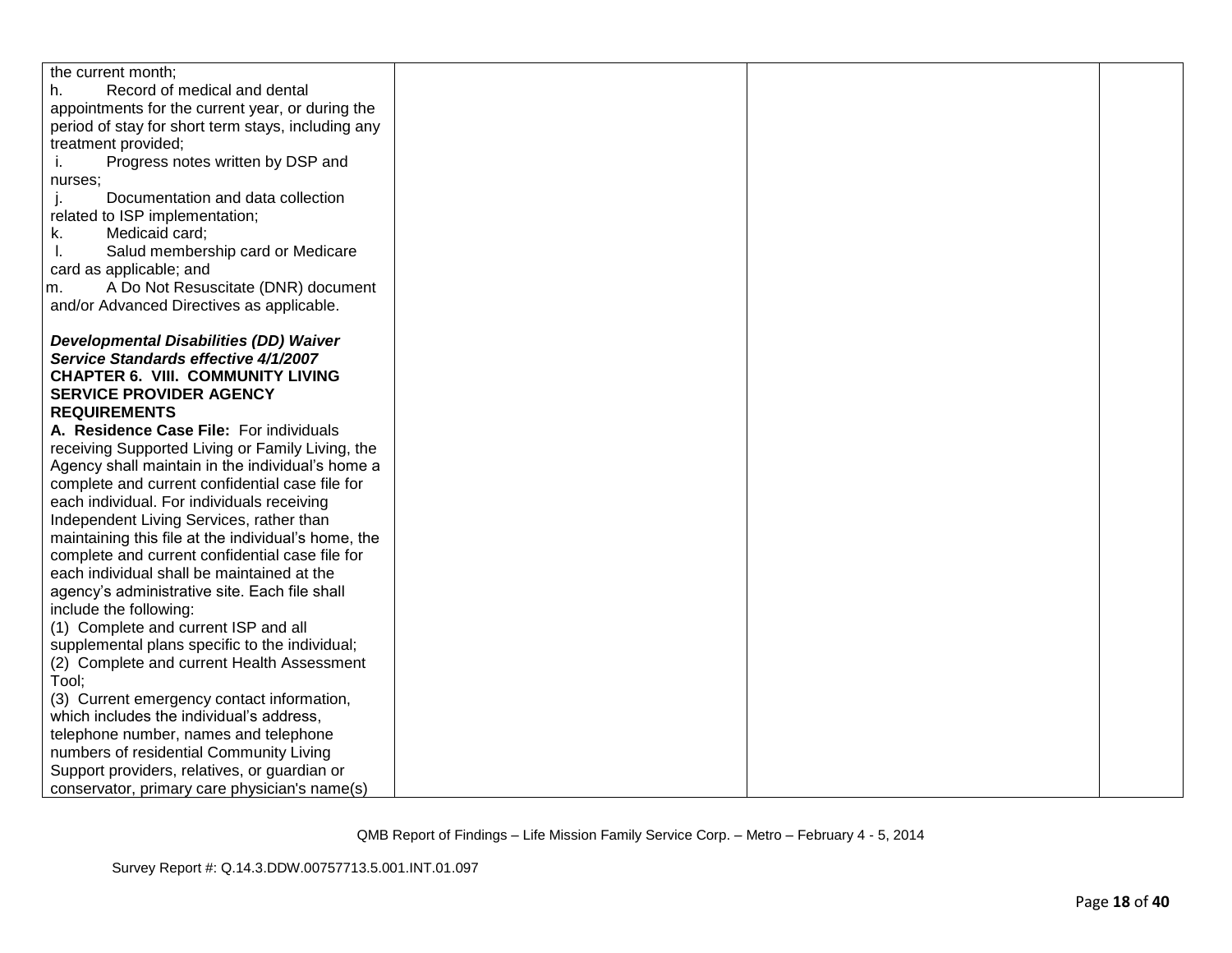| | | | |
|---|---|---|---|
| the current month;<br>h. Record of medical and dental appointments for the current year, or during the period of stay for short term stays, including any treatment provided;<br>i. Progress notes written by DSP and nurses;<br>j. Documentation and data collection related to ISP implementation;<br>k. Medicaid card;<br>l. Salud membership card or Medicare card as applicable; and<br>m. A Do Not Resuscitate (DNR) document and/or Advanced Directives as applicable.<br><br>***Developmental Disabilities (DD) Waiver Service Standards effective 4/1/2007***<br>**CHAPTER 6. VIII. COMMUNITY LIVING SERVICE PROVIDER AGENCY REQUIREMENTS**<br>**A. Residence Case File:** For individuals receiving Supported Living or Family Living, the Agency shall maintain in the individual's home a complete and current confidential case file for each individual. For individuals receiving Independent Living Services, rather than maintaining this file at the individual's home, the complete and current confidential case file for each individual shall be maintained at the agency's administrative site. Each file shall include the following:<br>(1) Complete and current ISP and all supplemental plans specific to the individual;<br>(2) Complete and current Health Assessment Tool;<br>(3) Current emergency contact information, which includes the individual's address, telephone number, names and telephone numbers of residential Community Living Support providers, relatives, or guardian or conservator, primary care physician's name(s) | | | |

QMB Report of Findings – Life Mission Family Service Corp. – Metro – February 4 - 5, 2014

Survey Report #: Q.14.3.DDW.00757713.5.001.INT.01.097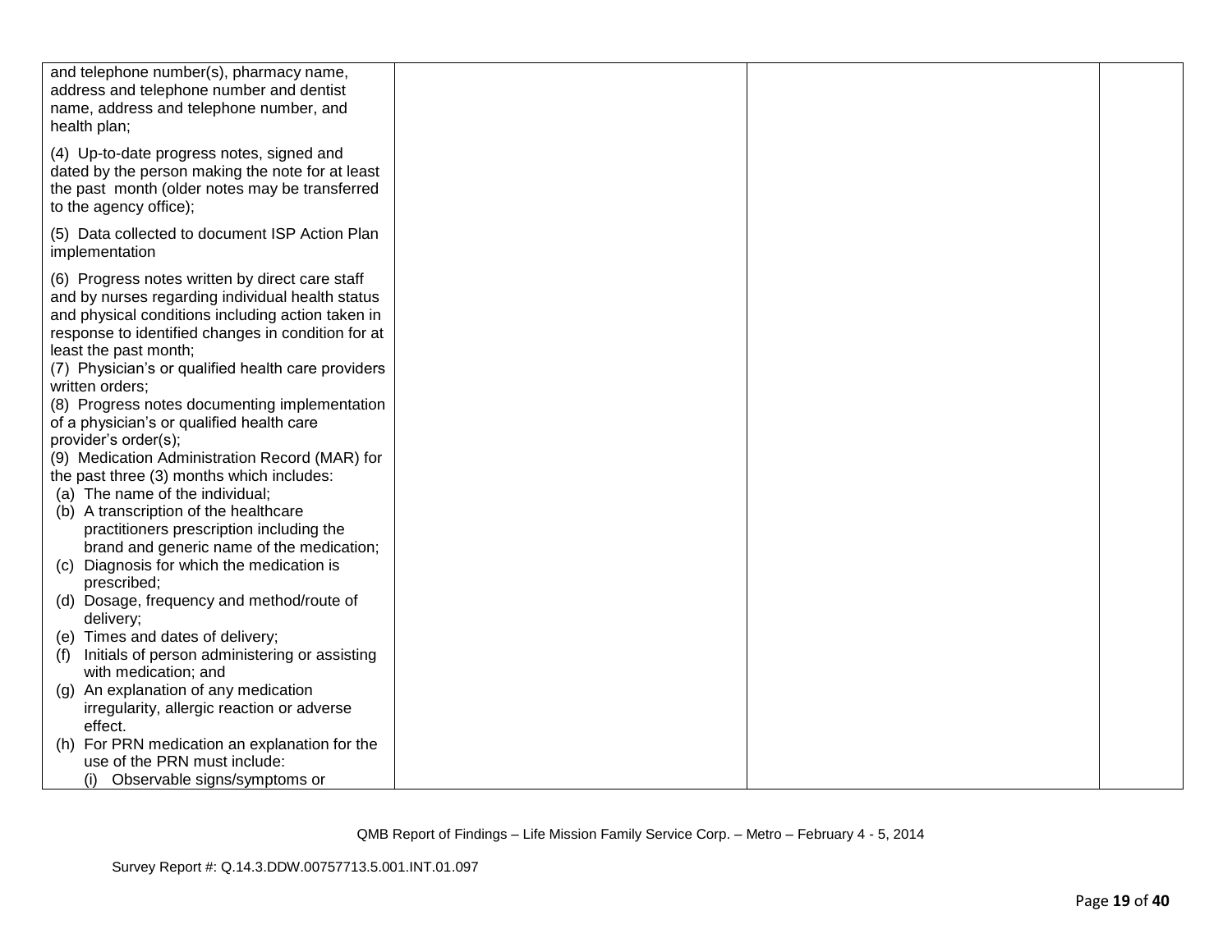| | | | |
|---|---|---|---|
| and telephone number(s), pharmacy name, address and telephone number and dentist name, address and telephone number, and health plan;<br><br>(4) Up-to-date progress notes, signed and dated by the person making the note for at least the past month (older notes may be transferred to the agency office);<br><br>(5) Data collected to document ISP Action Plan implementation<br><br>(6) Progress notes written by direct care staff and by nurses regarding individual health status and physical conditions including action taken in response to identified changes in condition for at least the past month;<br>(7) Physician's or qualified health care providers written orders;<br>(8) Progress notes documenting implementation of a physician's or qualified health care provider's order(s);<br>(9) Medication Administration Record (MAR) for the past three (3) months which includes:<br>(a) The name of the individual;<br>(b) A transcription of the healthcare practitioners prescription including the brand and generic name of the medication;<br>(c) Diagnosis for which the medication is prescribed;<br>(d) Dosage, frequency and method/route of delivery;<br>(e) Times and dates of delivery;<br>(f) Initials of person administering or assisting with medication; and<br>(g) An explanation of any medication irregularity, allergic reaction or adverse effect.<br>(h) For PRN medication an explanation for the use of the PRN must include:<br>(i) Observable signs/symptoms or | | | |

QMB Report of Findings – Life Mission Family Service Corp. – Metro – February 4 - 5, 2014

Survey Report #: Q.14.3.DDW.00757713.5.001.INT.01.097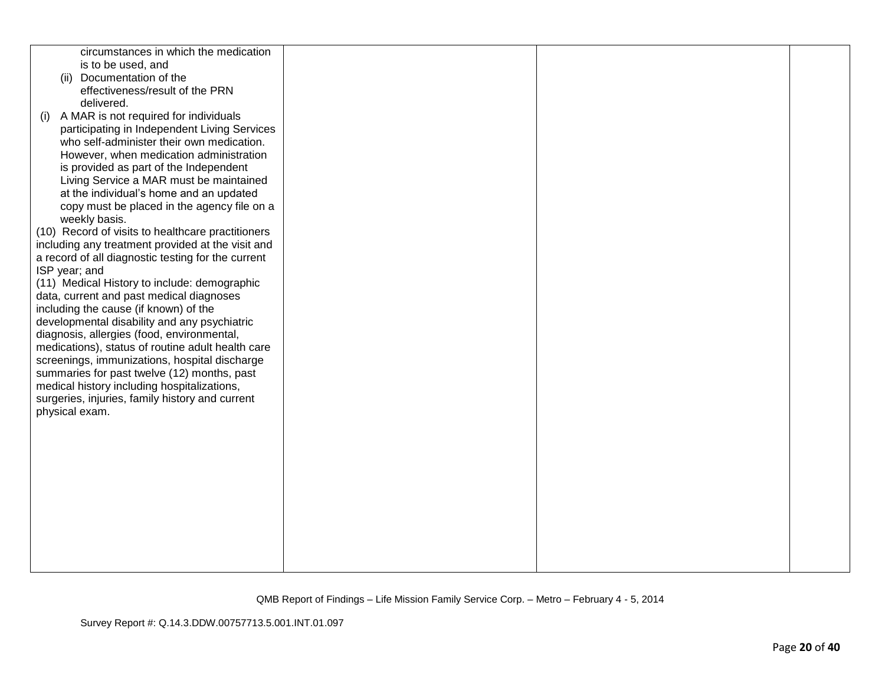| | | | |
|---|---|---|---|
| circumstances in which the medication is to be used, and<br>(ii) Documentation of the effectiveness/result of the PRN delivered.<br>(i) A MAR is not required for individuals participating in Independent Living Services who self-administer their own medication. However, when medication administration is provided as part of the Independent Living Service a MAR must be maintained at the individual's home and an updated copy must be placed in the agency file on a weekly basis.<br>(10) Record of visits to healthcare practitioners including any treatment provided at the visit and a record of all diagnostic testing for the current ISP year; and<br>(11) Medical History to include: demographic data, current and past medical diagnoses including the cause (if known) of the developmental disability and any psychiatric diagnosis, allergies (food, environmental, medications), status of routine adult health care screenings, immunizations, hospital discharge summaries for past twelve (12) months, past medical history including hospitalizations, surgeries, injuries, family history and current physical exam. | | | |

QMB Report of Findings – Life Mission Family Service Corp. – Metro – February 4 - 5, 2014

Survey Report #: Q.14.3.DDW.00757713.5.001.INT.01.097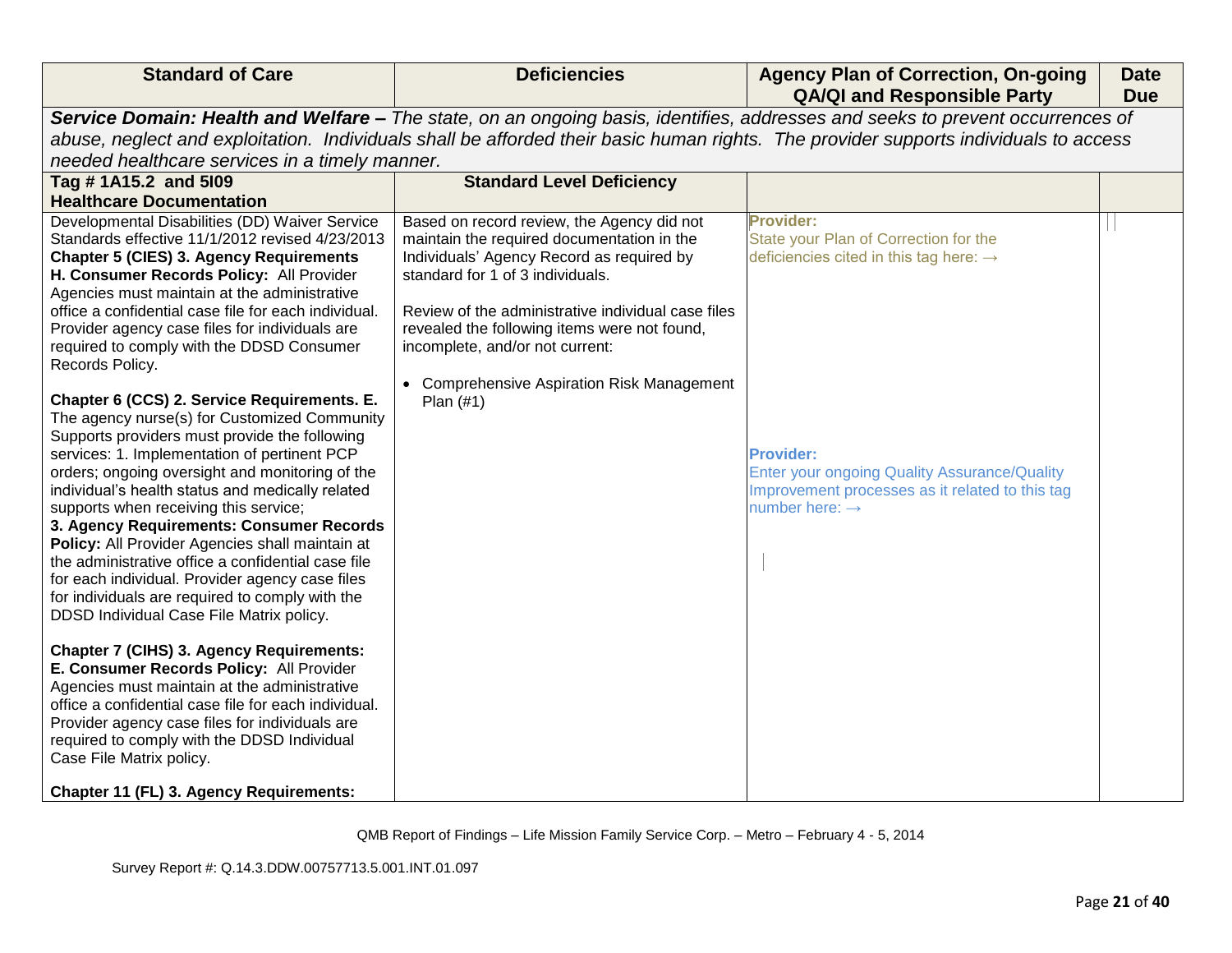| Standard of Care | Deficiencies | Agency Plan of Correction, On-going QA/QI and Responsible Party | Date Due |
|---|---|---|---|
| ***Service Domain: Health and Welfare –*** *The state, on an ongoing basis, identifies, addresses and seeks to prevent occurrences of abuse, neglect and exploitation. Individuals shall be afforded their basic human rights. The provider supports individuals to access needed healthcare services in a timely manner.* | | | |
| **Tag # 1A15.2 and 5I09 Healthcare Documentation** | **Standard Level Deficiency** | | |
| Developmental Disabilities (DD) Waiver Service Standards effective 11/1/2012 revised 4/23/2013 **Chapter 5 (CIES) 3. Agency Requirements H. Consumer Records Policy:** All Provider Agencies must maintain at the administrative office a confidential case file for each individual. Provider agency case files for individuals are required to comply with the DDSD Consumer Records Policy.<br><br>**Chapter 6 (CCS) 2. Service Requirements. E.** The agency nurse(s) for Customized Community Supports providers must provide the following services: 1. Implementation of pertinent PCP orders; ongoing oversight and monitoring of the individual's health status and medically related supports when receiving this service;<br>**3. Agency Requirements: Consumer Records Policy:** All Provider Agencies shall maintain at the administrative office a confidential case file for each individual. Provider agency case files for individuals are required to comply with the DDSD Individual Case File Matrix policy.<br><br>**Chapter 7 (CIHS) 3. Agency Requirements: E. Consumer Records Policy:** All Provider Agencies must maintain at the administrative office a confidential case file for each individual. Provider agency case files for individuals are required to comply with the DDSD Individual Case File Matrix policy.<br><br>**Chapter 11 (FL) 3. Agency Requirements:** | Based on record review, the Agency did not maintain the required documentation in the Individuals' Agency Record as required by standard for 1 of 3 individuals.<br><br>Review of the administrative individual case files revealed the following items were not found, incomplete, and/or not current:<br><br>• Comprehensive Aspiration Risk Management Plan (#1) | **Provider:**<br>State your Plan of Correction for the deficiencies cited in this tag here: →<br><br>**Provider:**<br>Enter your ongoing Quality Assurance/Quality Improvement processes as it related to this tag number here: → | |

QMB Report of Findings – Life Mission Family Service Corp. – Metro – February 4 - 5, 2014

Survey Report #: Q.14.3.DDW.00757713.5.001.INT.01.097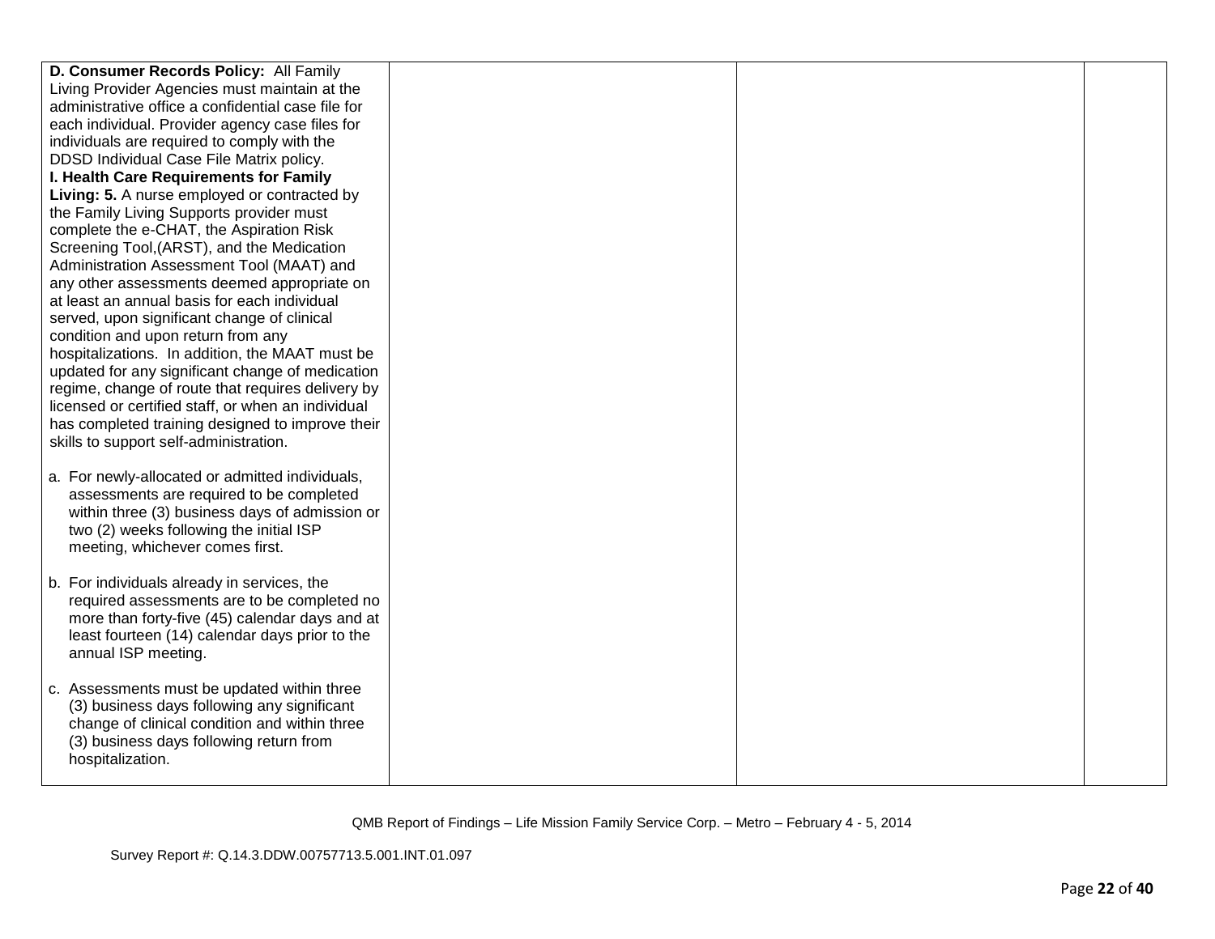| | | | |
|---|---|---|---|
| **D. Consumer Records Policy:** All Family Living Provider Agencies must maintain at the administrative office a confidential case file for each individual. Provider agency case files for individuals are required to comply with the DDSD Individual Case File Matrix policy.<br>**I. Health Care Requirements for Family Living: 5.** A nurse employed or contracted by the Family Living Supports provider must complete the e-CHAT, the Aspiration Risk Screening Tool,(ARST), and the Medication Administration Assessment Tool (MAAT) and any other assessments deemed appropriate on at least an annual basis for each individual served, upon significant change of clinical condition and upon return from any hospitalizations. In addition, the MAAT must be updated for any significant change of medication regime, change of route that requires delivery by licensed or certified staff, or when an individual has completed training designed to improve their skills to support self-administration.<br><br>a. For newly-allocated or admitted individuals, assessments are required to be completed within three (3) business days of admission or two (2) weeks following the initial ISP meeting, whichever comes first.<br><br>b. For individuals already in services, the required assessments are to be completed no more than forty-five (45) calendar days and at least fourteen (14) calendar days prior to the annual ISP meeting.<br><br>c. Assessments must be updated within three (3) business days following any significant change of clinical condition and within three (3) business days following return from hospitalization. | | | |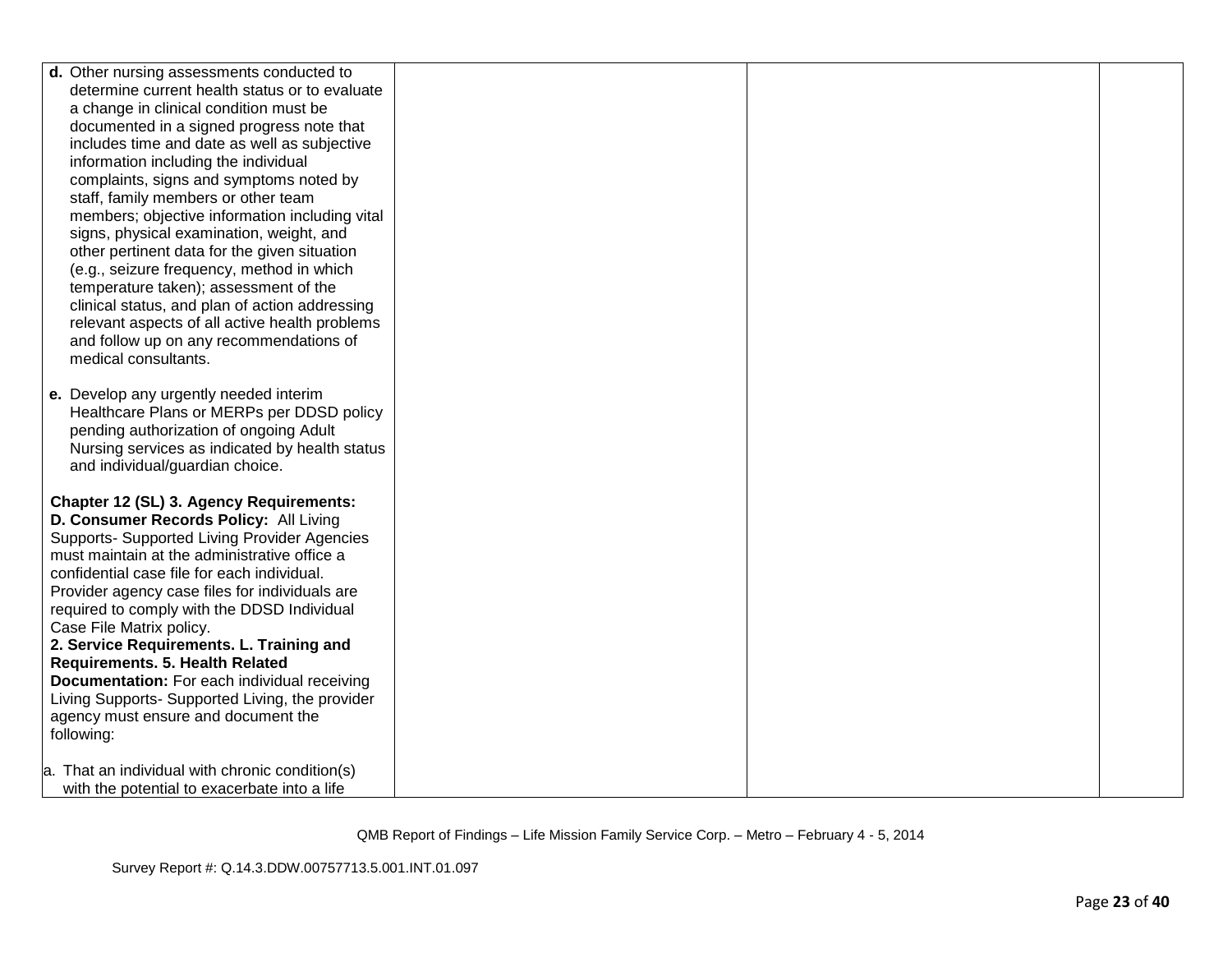| | | | |
|---|---|---|---|
| **d.** Other nursing assessments conducted to determine current health status or to evaluate a change in clinical condition must be documented in a signed progress note that includes time and date as well as subjective information including the individual complaints, signs and symptoms noted by staff, family members or other team members; objective information including vital signs, physical examination, weight, and other pertinent data for the given situation (e.g., seizure frequency, method in which temperature taken); assessment of the clinical status, and plan of action addressing relevant aspects of all active health problems and follow up on any recommendations of medical consultants.<br><br>**e.** Develop any urgently needed interim Healthcare Plans or MERPs per DDSD policy pending authorization of ongoing Adult Nursing services as indicated by health status and individual/guardian choice.<br><br>**Chapter 12 (SL) 3. Agency Requirements: D. Consumer Records Policy:** All Living Supports- Supported Living Provider Agencies must maintain at the administrative office a confidential case file for each individual. Provider agency case files for individuals are required to comply with the DDSD Individual Case File Matrix policy.<br>**2. Service Requirements. L. Training and Requirements. 5. Health Related Documentation:** For each individual receiving Living Supports- Supported Living, the provider agency must ensure and document the following:<br><br>a. That an individual with chronic condition(s) with the potential to exacerbate into a life | | | |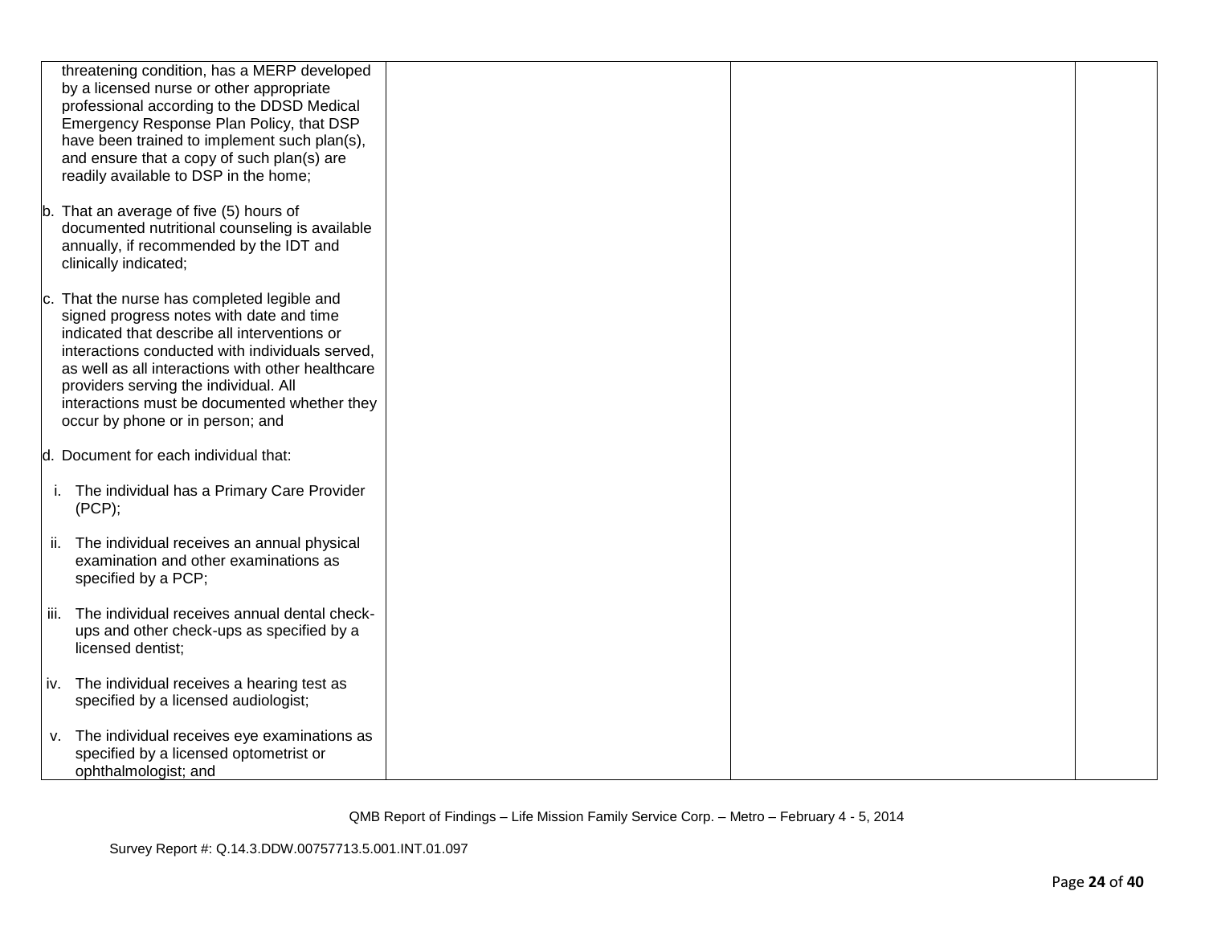| | | | |
|---|---|---|---|
| threatening condition, has a MERP developed by a licensed nurse or other appropriate professional according to the DDSD Medical Emergency Response Plan Policy, that DSP have been trained to implement such plan(s), and ensure that a copy of such plan(s) are readily available to DSP in the home;<br><br>b. That an average of five (5) hours of documented nutritional counseling is available annually, if recommended by the IDT and clinically indicated;<br><br>c. That the nurse has completed legible and signed progress notes with date and time indicated that describe all interventions or interactions conducted with individuals served, as well as all interactions with other healthcare providers serving the individual. All interactions must be documented whether they occur by phone or in person; and<br><br>d. Document for each individual that:<br><br>i. The individual has a Primary Care Provider (PCP);<br><br>ii. The individual receives an annual physical examination and other examinations as specified by a PCP;<br><br>iii. The individual receives annual dental check-ups and other check-ups as specified by a licensed dentist;<br><br>iv. The individual receives a hearing test as specified by a licensed audiologist;<br><br>v. The individual receives eye examinations as specified by a licensed optometrist or ophthalmologist; and | | | |

QMB Report of Findings – Life Mission Family Service Corp. – Metro – February 4 - 5, 2014

Survey Report #: Q.14.3.DDW.00757713.5.001.INT.01.097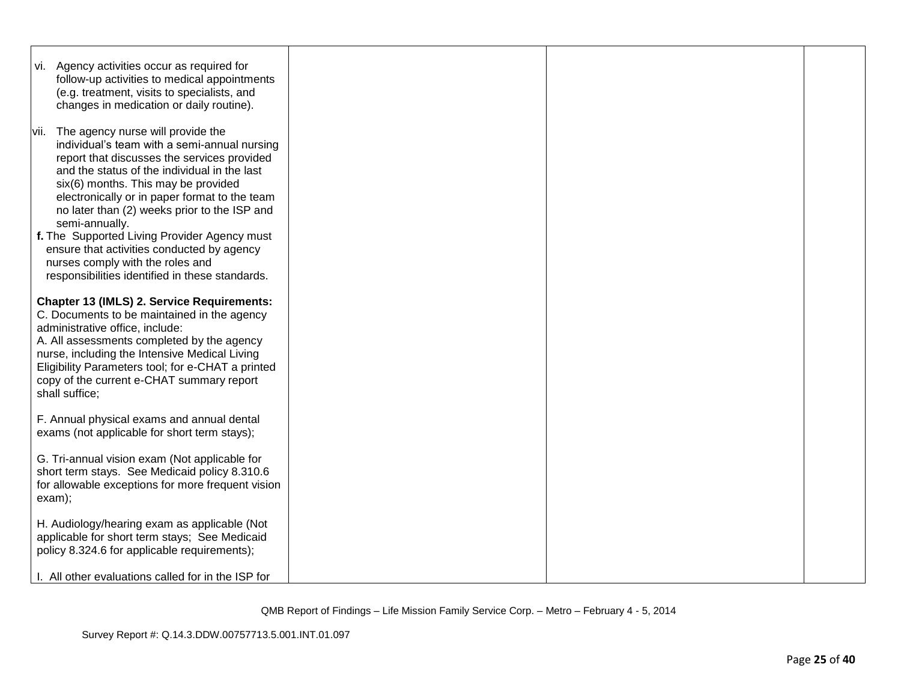| | | | |
|---|---|---|---|
| vi. Agency activities occur as required for follow-up activities to medical appointments (e.g. treatment, visits to specialists, and changes in medication or daily routine).<br><br>vii. The agency nurse will provide the individual's team with a semi-annual nursing report that discusses the services provided and the status of the individual in the last six(6) months. This may be provided electronically or in paper format to the team no later than (2) weeks prior to the ISP and semi-annually.<br>**f.** The Supported Living Provider Agency must ensure that activities conducted by agency nurses comply with the roles and responsibilities identified in these standards.<br><br>**Chapter 13 (IMLS) 2. Service Requirements:**<br>C. Documents to be maintained in the agency administrative office, include:<br>A. All assessments completed by the agency nurse, including the Intensive Medical Living Eligibility Parameters tool; for e-CHAT a printed copy of the current e-CHAT summary report shall suffice;<br><br>F. Annual physical exams and annual dental exams (not applicable for short term stays);<br><br>G. Tri-annual vision exam (Not applicable for short term stays. See Medicaid policy 8.310.6 for allowable exceptions for more frequent vision exam);<br><br>H. Audiology/hearing exam as applicable (Not applicable for short term stays; See Medicaid policy 8.324.6 for applicable requirements);<br><br>I. All other evaluations called for in the ISP for | | | |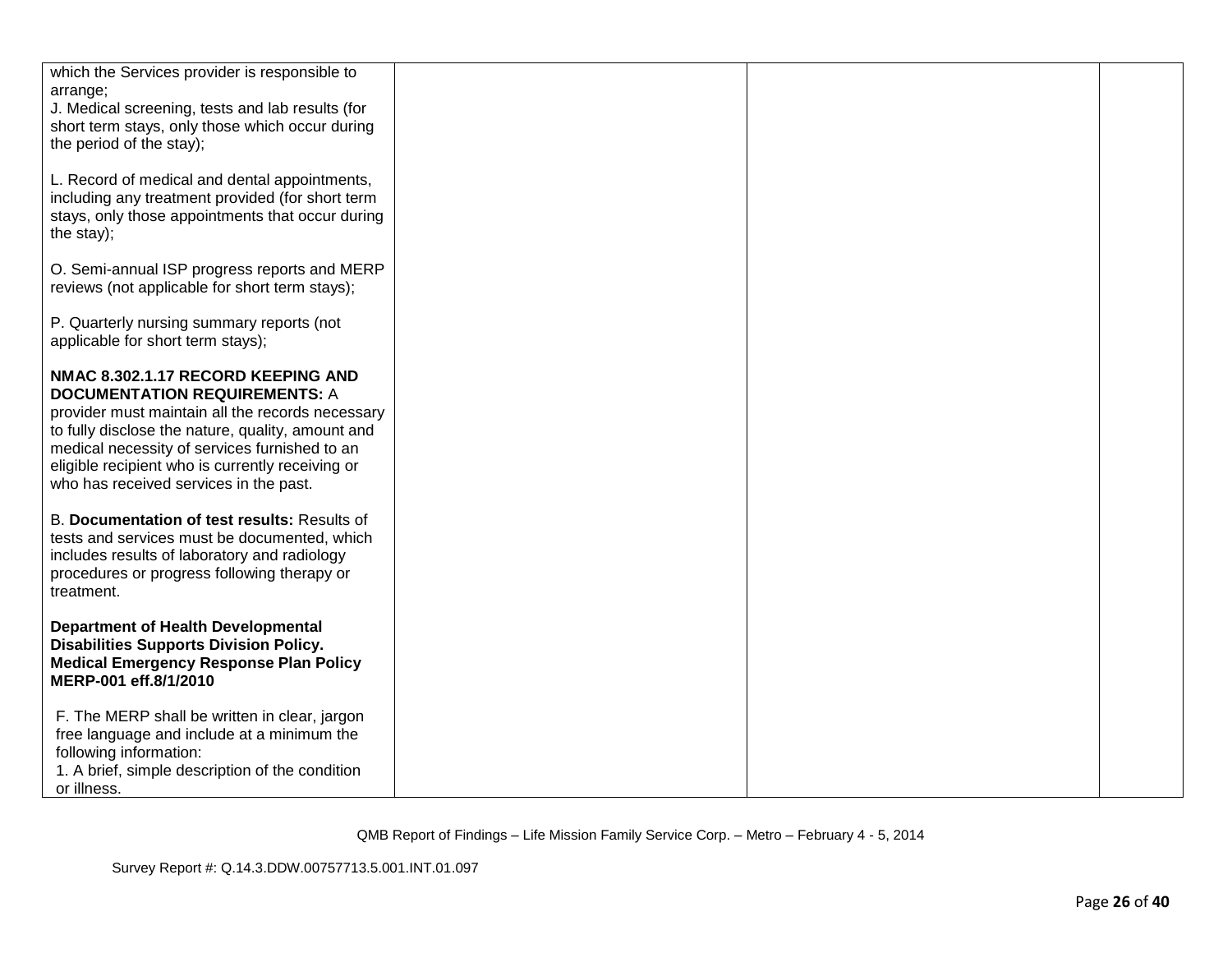| | | | |
|---|---|---|---|
| which the Services provider is responsible to arrange;<br>J. Medical screening, tests and lab results (for short term stays, only those which occur during the period of the stay);<br><br>L. Record of medical and dental appointments, including any treatment provided (for short term stays, only those appointments that occur during the stay);<br><br>O. Semi-annual ISP progress reports and MERP reviews (not applicable for short term stays);<br><br>P. Quarterly nursing summary reports (not applicable for short term stays);<br><br>**NMAC 8.302.1.17 RECORD KEEPING AND DOCUMENTATION REQUIREMENTS:** A provider must maintain all the records necessary to fully disclose the nature, quality, amount and medical necessity of services furnished to an eligible recipient who is currently receiving or who has received services in the past.<br><br>B. **Documentation of test results:** Results of tests and services must be documented, which includes results of laboratory and radiology procedures or progress following therapy or treatment.<br><br>**Department of Health Developmental Disabilities Supports Division Policy. Medical Emergency Response Plan Policy MERP-001 eff.8/1/2010**<br><br>F. The MERP shall be written in clear, jargon free language and include at a minimum the following information:<br>1. A brief, simple description of the condition or illness. | | | |

QMB Report of Findings – Life Mission Family Service Corp. – Metro – February 4 - 5, 2014

Survey Report #: Q.14.3.DDW.00757713.5.001.INT.01.097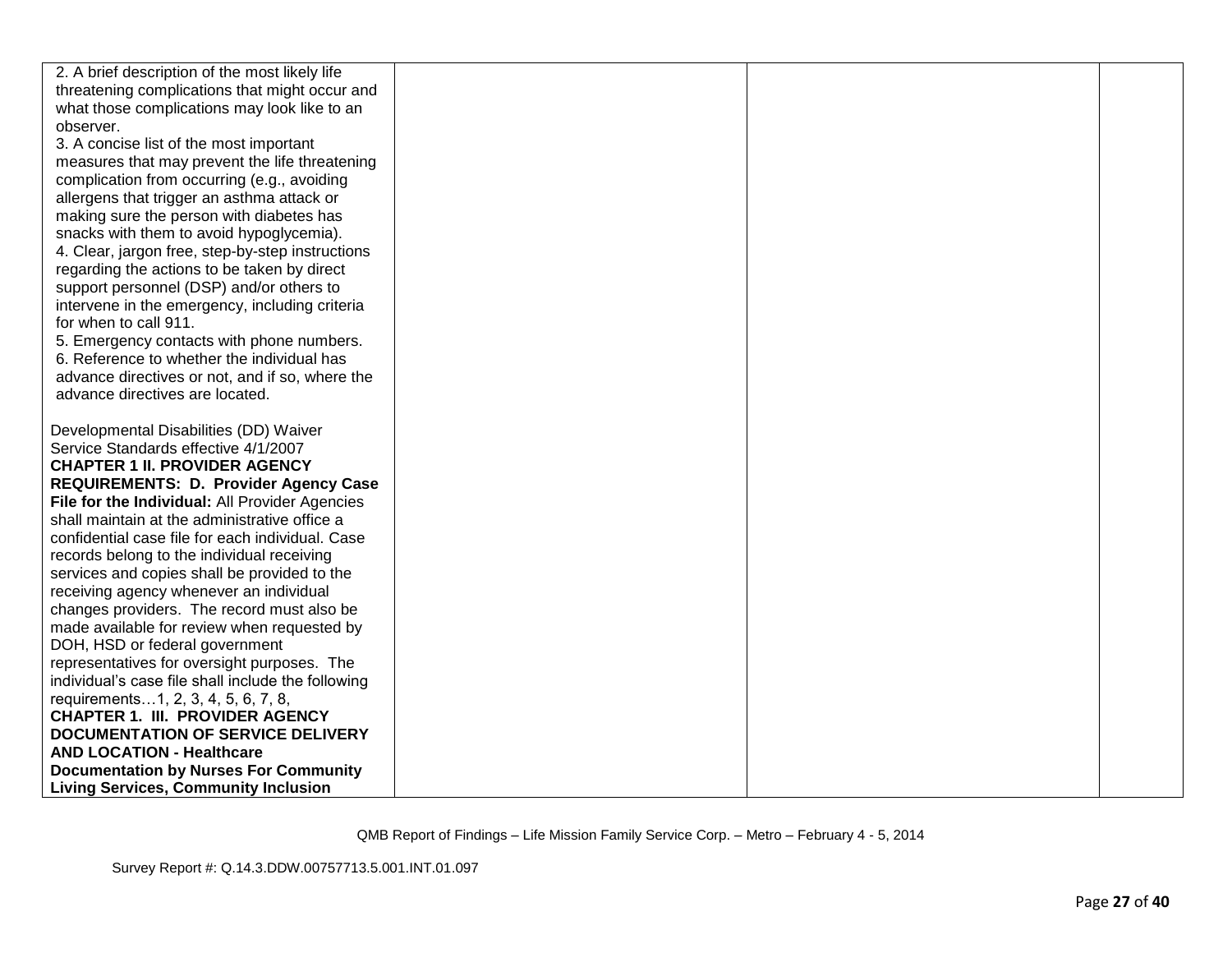| | | | |
|---|---|---|---|
| 2. A brief description of the most likely life threatening complications that might occur and what those complications may look like to an observer.<br>3. A concise list of the most important measures that may prevent the life threatening complication from occurring (e.g., avoiding allergens that trigger an asthma attack or making sure the person with diabetes has snacks with them to avoid hypoglycemia).<br>4. Clear, jargon free, step-by-step instructions regarding the actions to be taken by direct support personnel (DSP) and/or others to intervene in the emergency, including criteria for when to call 911.<br>5. Emergency contacts with phone numbers.<br>6. Reference to whether the individual has advance directives or not, and if so, where the advance directives are located.<br><br>Developmental Disabilities (DD) Waiver Service Standards effective 4/1/2007<br>**CHAPTER 1 II. PROVIDER AGENCY REQUIREMENTS: D. Provider Agency Case File for the Individual:** All Provider Agencies shall maintain at the administrative office a confidential case file for each individual. Case records belong to the individual receiving services and copies shall be provided to the receiving agency whenever an individual changes providers. The record must also be made available for review when requested by DOH, HSD or federal government representatives for oversight purposes. The individual's case file shall include the following requirements…1, 2, 3, 4, 5, 6, 7, 8,<br>**CHAPTER 1. III. PROVIDER AGENCY DOCUMENTATION OF SERVICE DELIVERY AND LOCATION - Healthcare Documentation by Nurses For Community Living Services, Community Inclusion** | | | |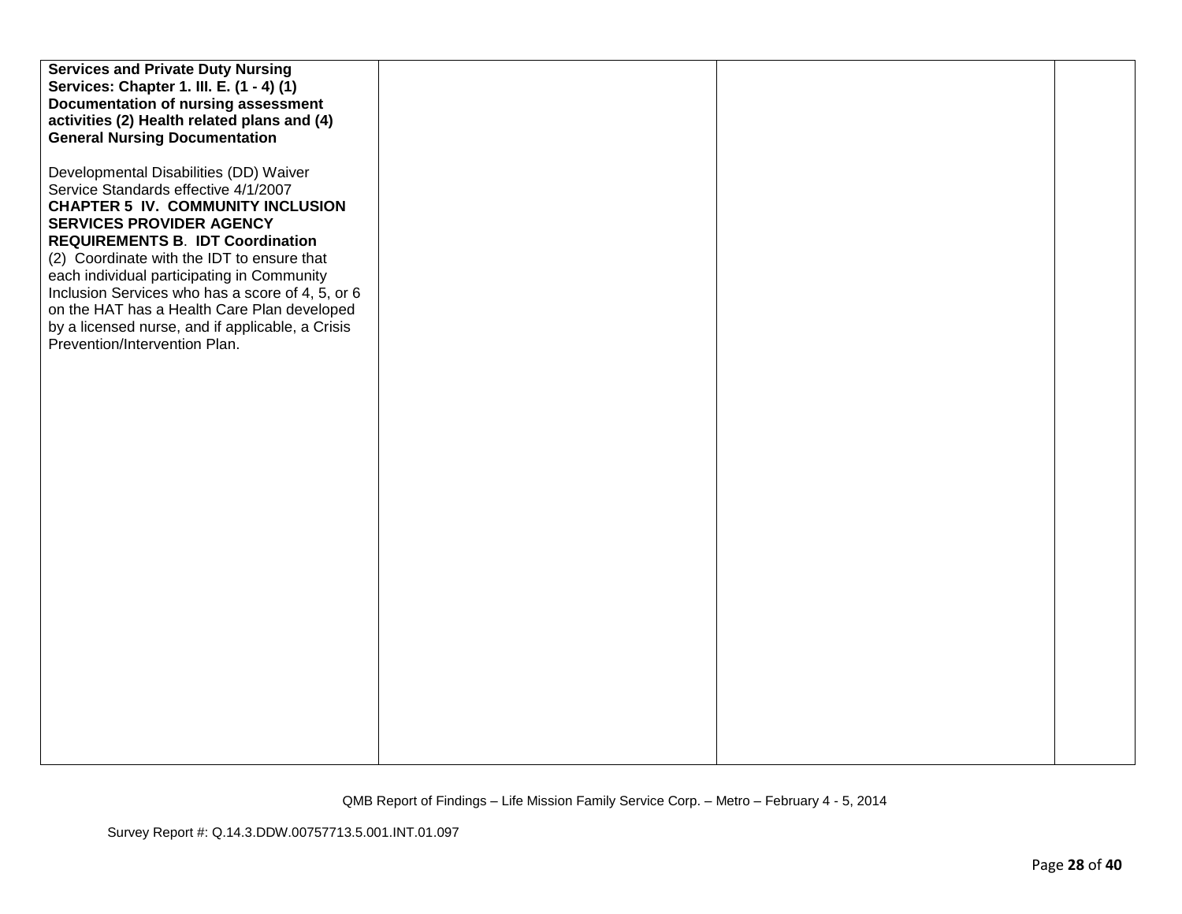| | | | |
|---|---|---|---|
| **Services and Private Duty Nursing Services: Chapter 1. III. E. (1 - 4) (1) Documentation of nursing assessment activities (2) Health related plans and (4) General Nursing Documentation**<br><br>Developmental Disabilities (DD) Waiver Service Standards effective 4/1/2007<br>**CHAPTER 5 IV. COMMUNITY INCLUSION SERVICES PROVIDER AGENCY REQUIREMENTS B. IDT Coordination**<br>(2) Coordinate with the IDT to ensure that each individual participating in Community Inclusion Services who has a score of 4, 5, or 6 on the HAT has a Health Care Plan developed by a licensed nurse, and if applicable, a Crisis Prevention/Intervention Plan. | | | |

QMB Report of Findings – Life Mission Family Service Corp. – Metro – February 4 - 5, 2014

Survey Report #: Q.14.3.DDW.00757713.5.001.INT.01.097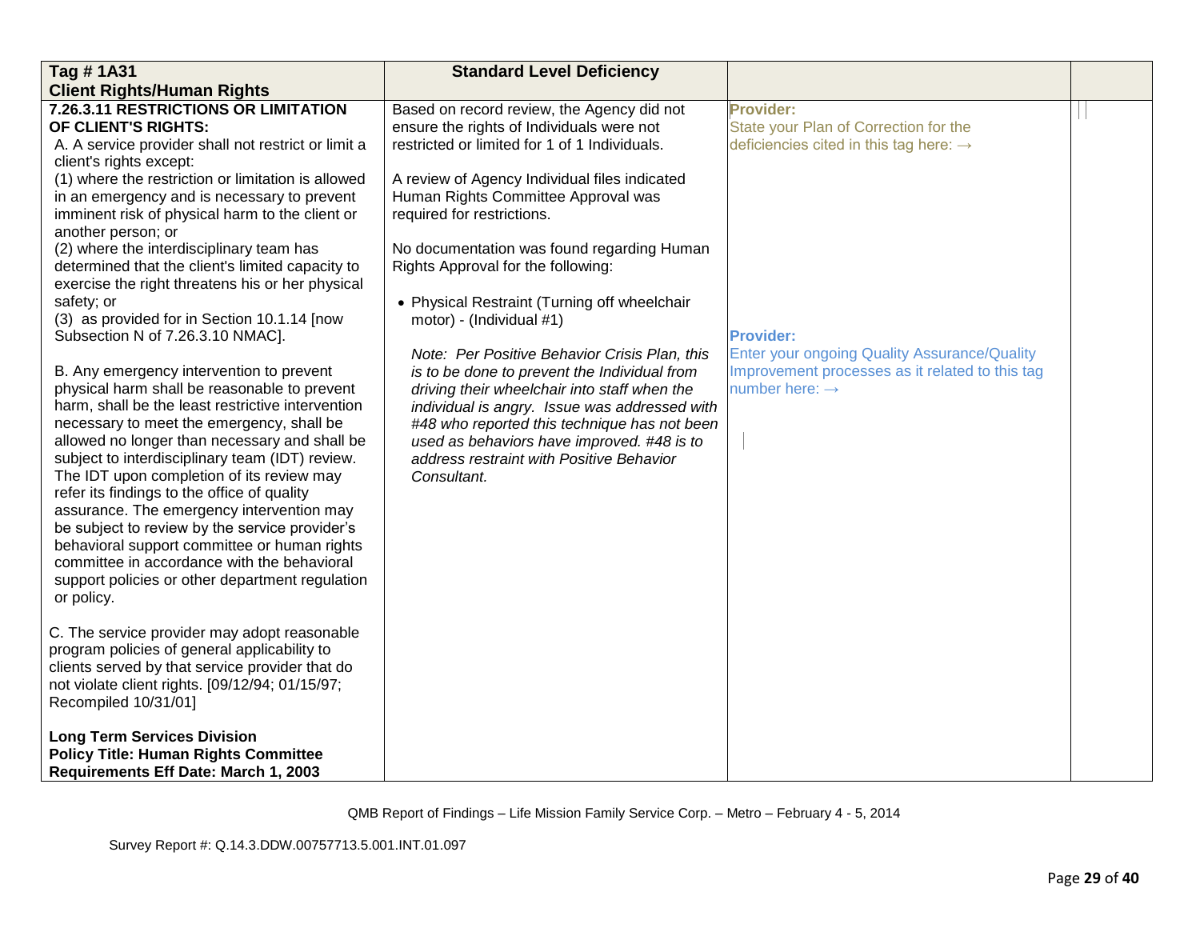| Tag # 1A31<br>**Client Rights/Human Rights** | **Standard Level Deficiency** | | |
|---|---|---|---|
| **7.26.3.11 RESTRICTIONS OR LIMITATION OF CLIENT'S RIGHTS:**<br>A. A service provider shall not restrict or limit a client's rights except:<br>(1) where the restriction or limitation is allowed in an emergency and is necessary to prevent imminent risk of physical harm to the client or another person; or<br>(2) where the interdisciplinary team has determined that the client's limited capacity to exercise the right threatens his or her physical safety; or<br>(3) as provided for in Section 10.1.14 [now Subsection N of 7.26.3.10 NMAC].<br><br>B. Any emergency intervention to prevent physical harm shall be reasonable to prevent harm, shall be the least restrictive intervention necessary to meet the emergency, shall be allowed no longer than necessary and shall be subject to interdisciplinary team (IDT) review. The IDT upon completion of its review may refer its findings to the office of quality assurance. The emergency intervention may be subject to review by the service provider's behavioral support committee or human rights committee in accordance with the behavioral support policies or other department regulation or policy.<br><br>C. The service provider may adopt reasonable program policies of general applicability to clients served by that service provider that do not violate client rights. [09/12/94; 01/15/97; Recompiled 10/31/01]<br><br>**Long Term Services Division**<br>**Policy Title: Human Rights Committee Requirements Eff Date: March 1, 2003** | Based on record review, the Agency did not ensure the rights of Individuals were not restricted or limited for 1 of 1 Individuals.<br><br>A review of Agency Individual files indicated Human Rights Committee Approval was required for restrictions.<br><br>No documentation was found regarding Human Rights Approval for the following:<br><br>• Physical Restraint (Turning off wheelchair motor) - (Individual #1)<br><br>*Note: Per Positive Behavior Crisis Plan, this is to be done to prevent the Individual from driving their wheelchair into staff when the individual is angry. Issue was addressed with #48 who reported this technique has not been used as behaviors have improved. #48 is to address restraint with Positive Behavior Consultant.* | **Provider:**<br>State your Plan of Correction for the deficiencies cited in this tag here: →<br><br>**Provider:**<br>Enter your ongoing Quality Assurance/Quality Improvement processes as it related to this tag number here: → | |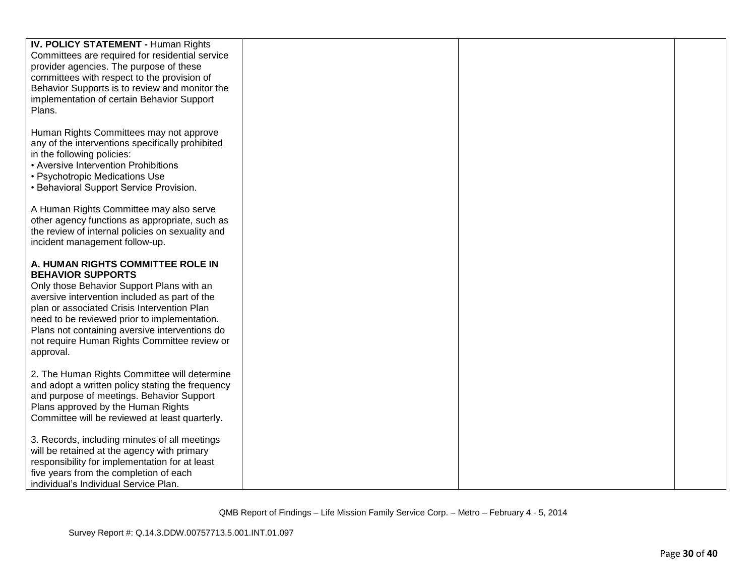| | | | |
|---|---|---|---|
| **IV. POLICY STATEMENT -** Human Rights Committees are required for residential service provider agencies. The purpose of these committees with respect to the provision of Behavior Supports is to review and monitor the implementation of certain Behavior Support Plans.<br><br>Human Rights Committees may not approve any of the interventions specifically prohibited in the following policies:<br>• Aversive Intervention Prohibitions<br>• Psychotropic Medications Use<br>• Behavioral Support Service Provision.<br><br>A Human Rights Committee may also serve other agency functions as appropriate, such as the review of internal policies on sexuality and incident management follow-up.<br><br>**A. HUMAN RIGHTS COMMITTEE ROLE IN BEHAVIOR SUPPORTS**<br>Only those Behavior Support Plans with an aversive intervention included as part of the plan or associated Crisis Intervention Plan need to be reviewed prior to implementation. Plans not containing aversive interventions do not require Human Rights Committee review or approval.<br><br>2. The Human Rights Committee will determine and adopt a written policy stating the frequency and purpose of meetings. Behavior Support Plans approved by the Human Rights Committee will be reviewed at least quarterly.<br><br>3. Records, including minutes of all meetings will be retained at the agency with primary responsibility for implementation for at least five years from the completion of each individual's Individual Service Plan. | | | |

QMB Report of Findings – Life Mission Family Service Corp. – Metro – February 4 - 5, 2014

Survey Report #: Q.14.3.DDW.00757713.5.001.INT.01.097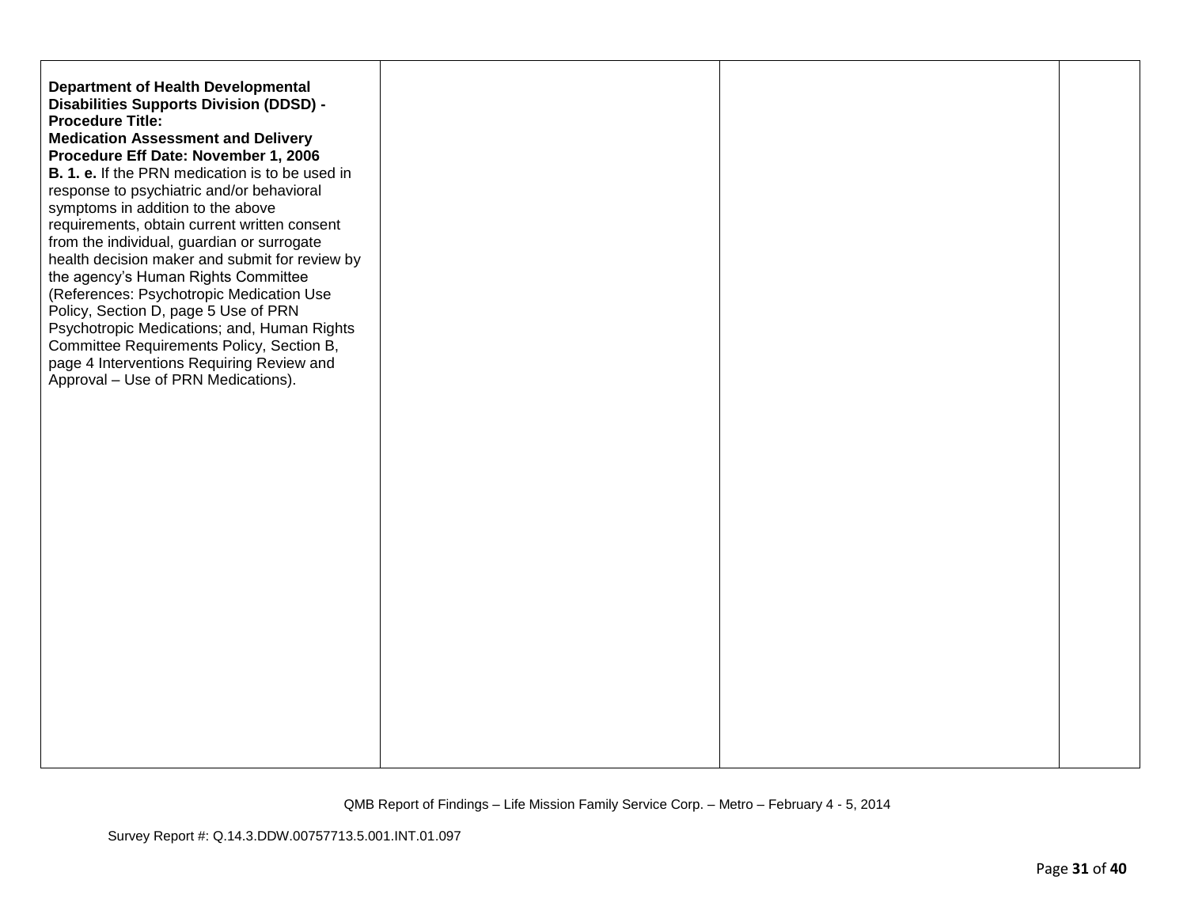| | | | |
|---|---|---|---|
| **Department of Health Developmental Disabilities Supports Division (DDSD) - Procedure Title: Medication Assessment and Delivery Procedure Eff Date: November 1, 2006**<br>**B. 1. e.** If the PRN medication is to be used in response to psychiatric and/or behavioral symptoms in addition to the above requirements, obtain current written consent from the individual, guardian or surrogate health decision maker and submit for review by the agency's Human Rights Committee (References: Psychotropic Medication Use Policy, Section D, page 5 Use of PRN Psychotropic Medications; and, Human Rights Committee Requirements Policy, Section B, page 4 Interventions Requiring Review and Approval – Use of PRN Medications). | | | |

QMB Report of Findings – Life Mission Family Service Corp. – Metro – February 4 - 5, 2014

Survey Report #: Q.14.3.DDW.00757713.5.001.INT.01.097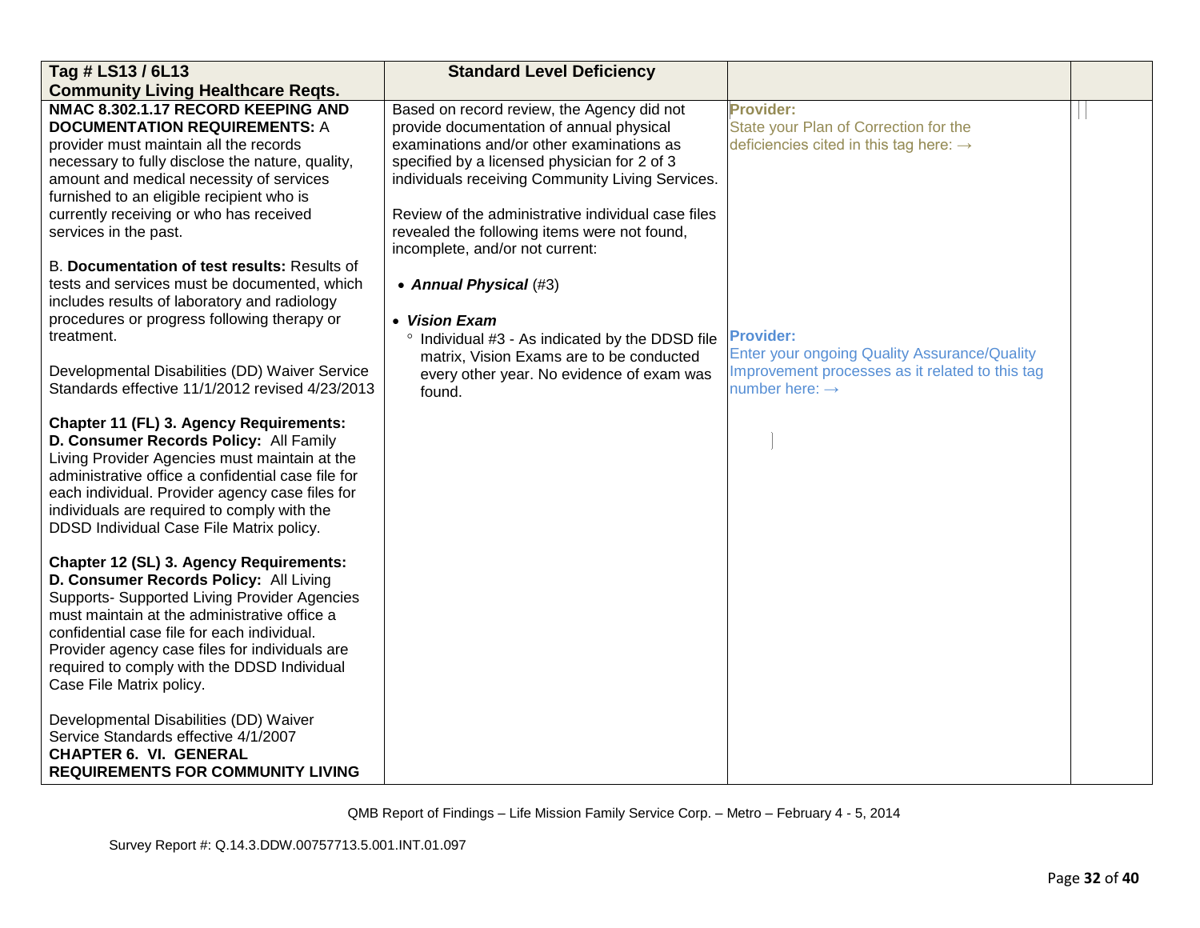| Tag # LS13 / 6L13 Community Living Healthcare Reqts. | Standard Level Deficiency | | |
|---|---|---|---|
| **NMAC 8.302.1.17 RECORD KEEPING AND DOCUMENTATION REQUIREMENTS:** A provider must maintain all the records necessary to fully disclose the nature, quality, amount and medical necessity of services furnished to an eligible recipient who is currently receiving or who has received services in the past.<br><br>B. **Documentation of test results:** Results of tests and services must be documented, which includes results of laboratory and radiology procedures or progress following therapy or treatment.<br><br>Developmental Disabilities (DD) Waiver Service Standards effective 11/1/2012 revised 4/23/2013<br><br>**Chapter 11 (FL) 3. Agency Requirements: D. Consumer Records Policy:** All Family Living Provider Agencies must maintain at the administrative office a confidential case file for each individual. Provider agency case files for individuals are required to comply with the DDSD Individual Case File Matrix policy.<br><br>**Chapter 12 (SL) 3. Agency Requirements: D. Consumer Records Policy:** All Living Supports- Supported Living Provider Agencies must maintain at the administrative office a confidential case file for each individual. Provider agency case files for individuals are required to comply with the DDSD Individual Case File Matrix policy.<br><br>Developmental Disabilities (DD) Waiver Service Standards effective 4/1/2007<br>**CHAPTER 6. VI. GENERAL REQUIREMENTS FOR COMMUNITY LIVING** | Based on record review, the Agency did not provide documentation of annual physical examinations and/or other examinations as specified by a licensed physician for 2 of 3 individuals receiving Community Living Services.<br><br>Review of the administrative individual case files revealed the following items were not found, incomplete, and/or not current:<br><br>• ***Annual Physical*** (#3)<br><br>• ***Vision Exam***<br>° Individual #3 - As indicated by the DDSD file matrix, Vision Exams are to be conducted every other year. No evidence of exam was found. | **Provider:**<br>State your Plan of Correction for the deficiencies cited in this tag here: →<br><br>**Provider:**<br>Enter your ongoing Quality Assurance/Quality Improvement processes as it related to this tag number here: → | |

QMB Report of Findings – Life Mission Family Service Corp. – Metro – February 4 - 5, 2014

Survey Report #: Q.14.3.DDW.00757713.5.001.INT.01.097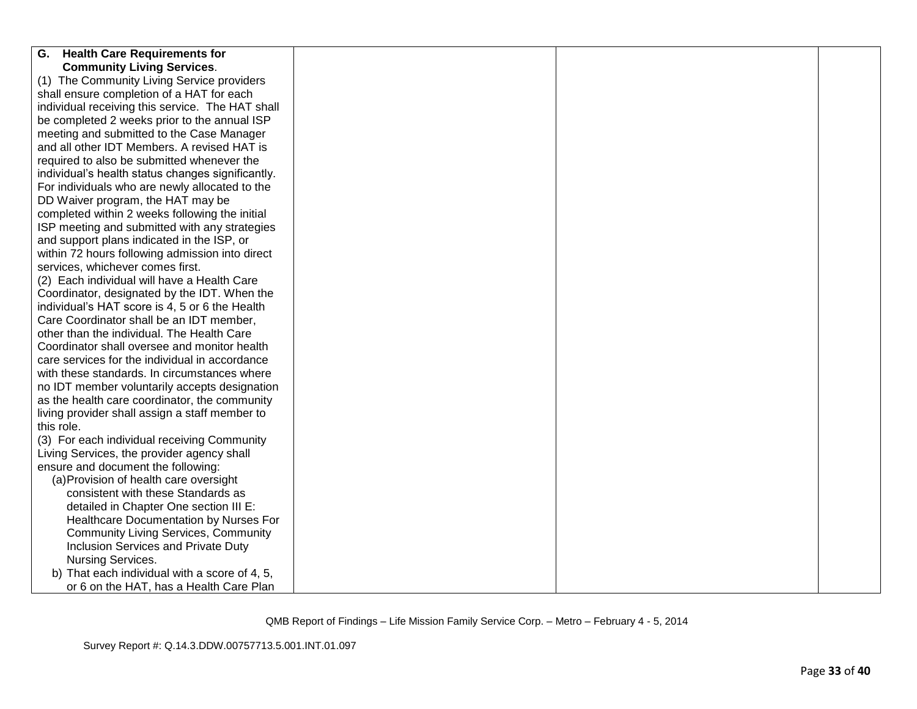| | | | |
|---|---|---|---|
| **G. Health Care Requirements for Community Living Services**.<br>(1) The Community Living Service providers shall ensure completion of a HAT for each individual receiving this service. The HAT shall be completed 2 weeks prior to the annual ISP meeting and submitted to the Case Manager and all other IDT Members. A revised HAT is required to also be submitted whenever the individual's health status changes significantly. For individuals who are newly allocated to the DD Waiver program, the HAT may be completed within 2 weeks following the initial ISP meeting and submitted with any strategies and support plans indicated in the ISP, or within 72 hours following admission into direct services, whichever comes first.<br>(2) Each individual will have a Health Care Coordinator, designated by the IDT. When the individual's HAT score is 4, 5 or 6 the Health Care Coordinator shall be an IDT member, other than the individual. The Health Care Coordinator shall oversee and monitor health care services for the individual in accordance with these standards. In circumstances where no IDT member voluntarily accepts designation as the health care coordinator, the community living provider shall assign a staff member to this role.<br>(3) For each individual receiving Community Living Services, the provider agency shall ensure and document the following:<br>(a) Provision of health care oversight consistent with these Standards as detailed in Chapter One section III E: Healthcare Documentation by Nurses For Community Living Services, Community Inclusion Services and Private Duty Nursing Services.<br>b) That each individual with a score of 4, 5, or 6 on the HAT, has a Health Care Plan | | | |

QMB Report of Findings – Life Mission Family Service Corp. – Metro – February 4 - 5, 2014

Survey Report #: Q.14.3.DDW.00757713.5.001.INT.01.097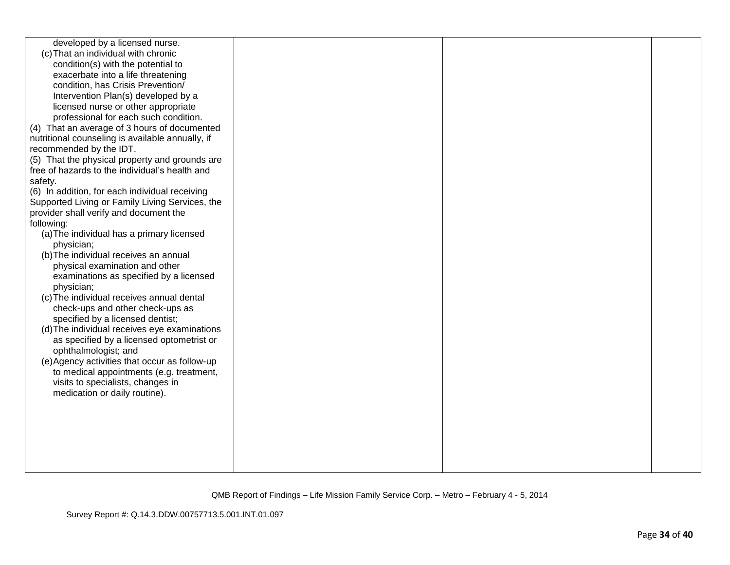| | | | |
|---|---|---|---|
| developed by a licensed nurse.<br>(c) That an individual with chronic condition(s) with the potential to exacerbate into a life threatening condition, has Crisis Prevention/ Intervention Plan(s) developed by a licensed nurse or other appropriate professional for each such condition.<br>(4) That an average of 3 hours of documented nutritional counseling is available annually, if recommended by the IDT.<br>(5) That the physical property and grounds are free of hazards to the individual's health and safety.<br>(6) In addition, for each individual receiving Supported Living or Family Living Services, the provider shall verify and document the following:<br>(a) The individual has a primary licensed physician;<br>(b) The individual receives an annual physical examination and other examinations as specified by a licensed physician;<br>(c) The individual receives annual dental check-ups and other check-ups as specified by a licensed dentist;<br>(d) The individual receives eye examinations as specified by a licensed optometrist or ophthalmologist; and<br>(e) Agency activities that occur as follow-up to medical appointments (e.g. treatment, visits to specialists, changes in medication or daily routine). | | | |

QMB Report of Findings – Life Mission Family Service Corp. – Metro – February 4 - 5, 2014

Survey Report #: Q.14.3.DDW.00757713.5.001.INT.01.097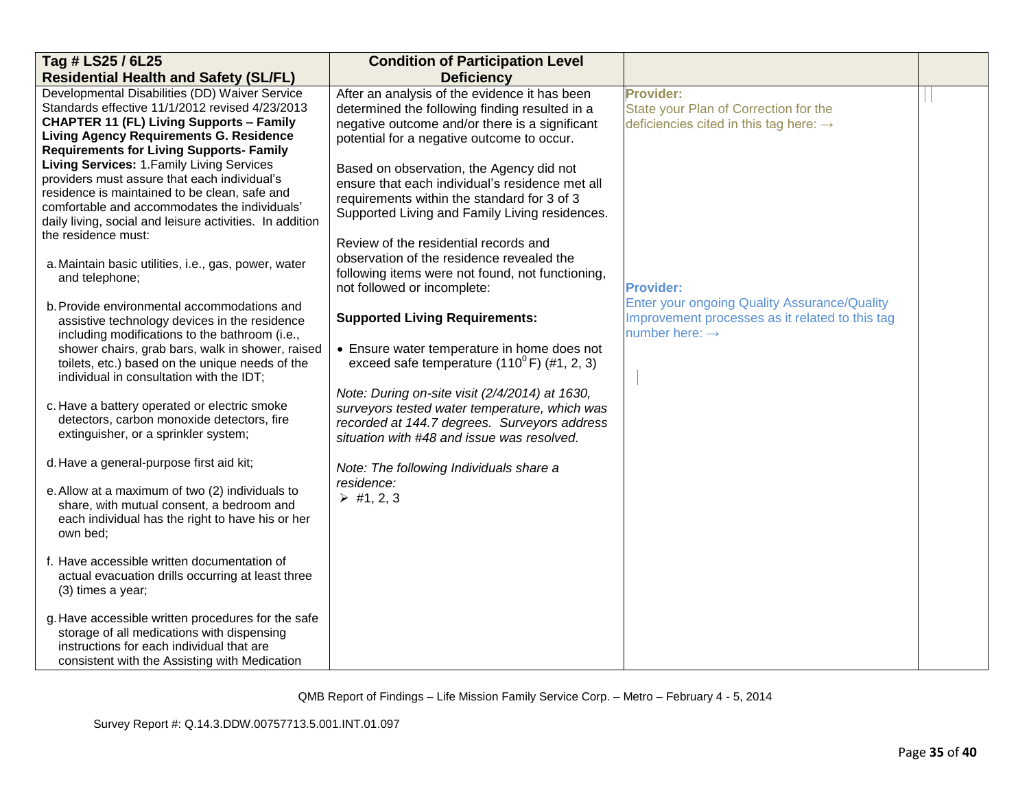| Tag # LS25 / 6L25<br>Residential Health and Safety (SL/FL) | Condition of Participation Level Deficiency | | |
|---|---|---|---|
| Developmental Disabilities (DD) Waiver Service Standards effective 11/1/2012 revised 4/23/2013 **CHAPTER 11 (FL) Living Supports – Family Living Agency Requirements G. Residence Requirements for Living Supports- Family Living Services:** 1.Family Living Services providers must assure that each individual's residence is maintained to be clean, safe and comfortable and accommodates the individuals' daily living, social and leisure activities. In addition the residence must:<br><br>a. Maintain basic utilities, i.e., gas, power, water and telephone;<br><br>b. Provide environmental accommodations and assistive technology devices in the residence including modifications to the bathroom (i.e., shower chairs, grab bars, walk in shower, raised toilets, etc.) based on the unique needs of the individual in consultation with the IDT;<br><br>c. Have a battery operated or electric smoke detectors, carbon monoxide detectors, fire extinguisher, or a sprinkler system;<br><br>d. Have a general-purpose first aid kit;<br><br>e. Allow at a maximum of two (2) individuals to share, with mutual consent, a bedroom and each individual has the right to have his or her own bed;<br><br>f. Have accessible written documentation of actual evacuation drills occurring at least three (3) times a year;<br><br>g. Have accessible written procedures for the safe storage of all medications with dispensing instructions for each individual that are consistent with the Assisting with Medication | After an analysis of the evidence it has been determined the following finding resulted in a negative outcome and/or there is a significant potential for a negative outcome to occur.<br><br>Based on observation, the Agency did not ensure that each individual's residence met all requirements within the standard for 3 of 3 Supported Living and Family Living residences.<br><br>Review of the residential records and observation of the residence revealed the following items were not found, not functioning, not followed or incomplete:<br><br>**Supported Living Requirements:**<br><br>• Ensure water temperature in home does not exceed safe temperature ($110^0$F) (#1, 2, 3)<br><br>*Note: During on-site visit (2/4/2014) at 1630, surveyors tested water temperature, which was recorded at 144.7 degrees. Surveyors address situation with #48 and issue was resolved.*<br><br>*Note: The following Individuals share a residence:*<br>➢ #1, 2, 3 | **Provider:**<br>State your Plan of Correction for the deficiencies cited in this tag here: →<br><br>**Provider:**<br>Enter your ongoing Quality Assurance/Quality Improvement processes as it related to this tag number here: → | |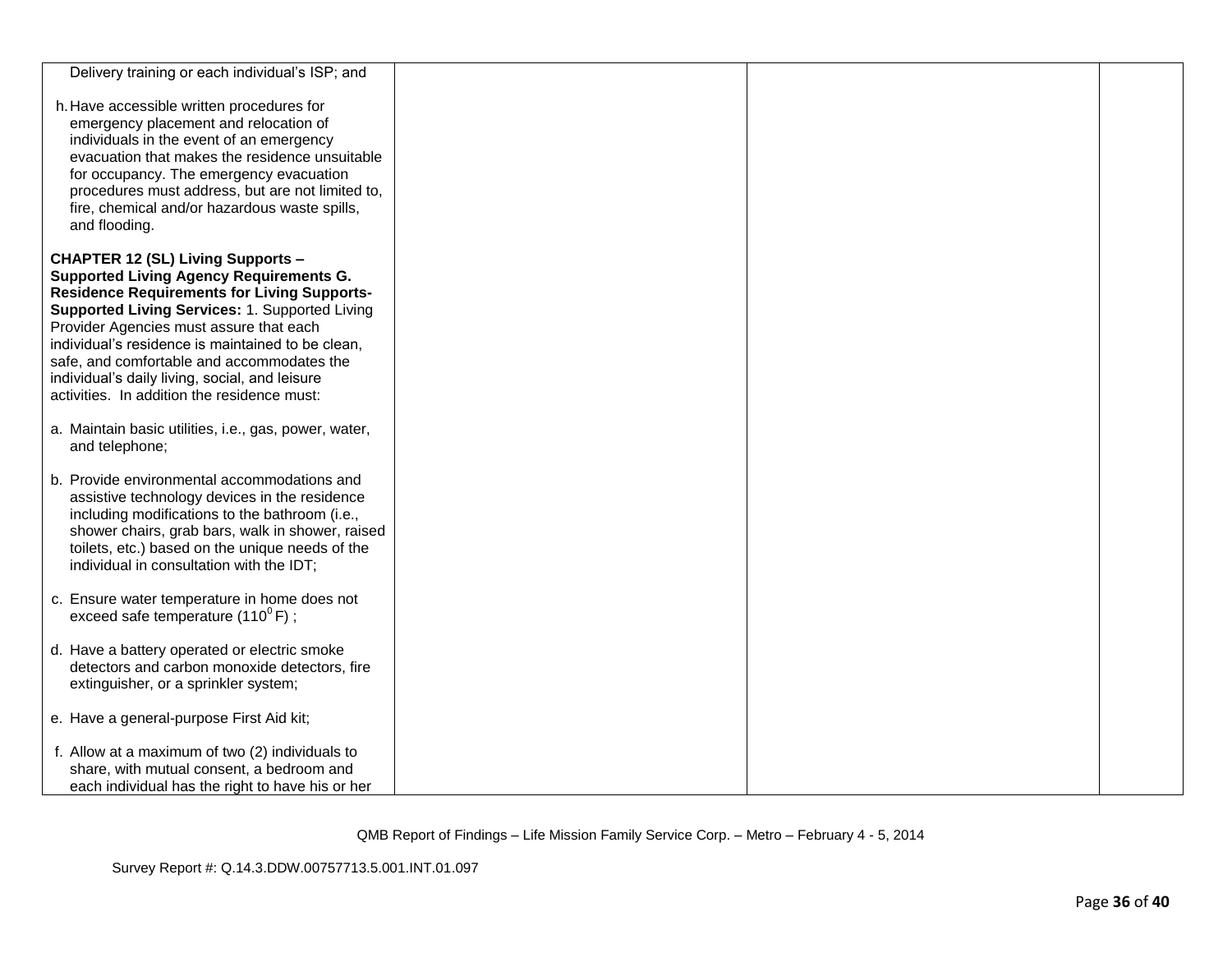| | | | |
|---|---|---|---|
| Delivery training or each individual's ISP; and<br><br>h. Have accessible written procedures for emergency placement and relocation of individuals in the event of an emergency evacuation that makes the residence unsuitable for occupancy. The emergency evacuation procedures must address, but are not limited to, fire, chemical and/or hazardous waste spills, and flooding.<br><br>**CHAPTER 12 (SL) Living Supports – Supported Living Agency Requirements G. Residence Requirements for Living Supports-Supported Living Services:** 1. Supported Living Provider Agencies must assure that each individual's residence is maintained to be clean, safe, and comfortable and accommodates the individual's daily living, social, and leisure activities. In addition the residence must:<br><br>a. Maintain basic utilities, i.e., gas, power, water, and telephone;<br><br>b. Provide environmental accommodations and assistive technology devices in the residence including modifications to the bathroom (i.e., shower chairs, grab bars, walk in shower, raised toilets, etc.) based on the unique needs of the individual in consultation with the IDT;<br><br>c. Ensure water temperature in home does not exceed safe temperature ($110^{0}$F) ;<br><br>d. Have a battery operated or electric smoke detectors and carbon monoxide detectors, fire extinguisher, or a sprinkler system;<br><br>e. Have a general-purpose First Aid kit;<br><br>f. Allow at a maximum of two (2) individuals to share, with mutual consent, a bedroom and each individual has the right to have his or her | | | |

QMB Report of Findings – Life Mission Family Service Corp. – Metro – February 4 - 5, 2014

Survey Report #: Q.14.3.DDW.00757713.5.001.INT.01.097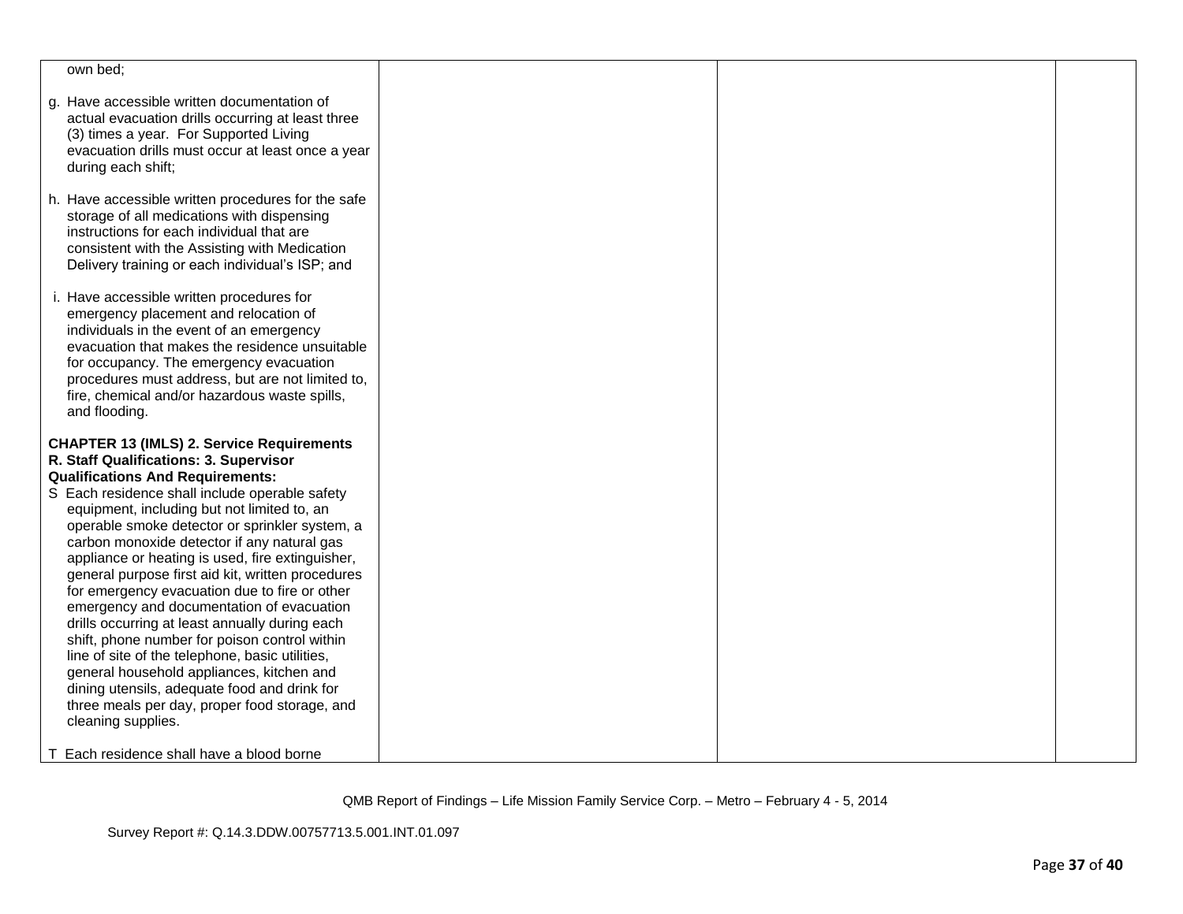| | | | |
|---|---|---|---|
| own bed;<br><br>g. Have accessible written documentation of actual evacuation drills occurring at least three (3) times a year. For Supported Living evacuation drills must occur at least once a year during each shift;<br><br>h. Have accessible written procedures for the safe storage of all medications with dispensing instructions for each individual that are consistent with the Assisting with Medication Delivery training or each individual's ISP; and<br><br>i. Have accessible written procedures for emergency placement and relocation of individuals in the event of an emergency evacuation that makes the residence unsuitable for occupancy. The emergency evacuation procedures must address, but are not limited to, fire, chemical and/or hazardous waste spills, and flooding.<br><br>**CHAPTER 13 (IMLS) 2. Service Requirements R. Staff Qualifications: 3. Supervisor Qualifications And Requirements:**<br>S Each residence shall include operable safety equipment, including but not limited to, an operable smoke detector or sprinkler system, a carbon monoxide detector if any natural gas appliance or heating is used, fire extinguisher, general purpose first aid kit, written procedures for emergency evacuation due to fire or other emergency and documentation of evacuation drills occurring at least annually during each shift, phone number for poison control within line of site of the telephone, basic utilities, general household appliances, kitchen and dining utensils, adequate food and drink for three meals per day, proper food storage, and cleaning supplies.<br><br>T Each residence shall have a blood borne | | | |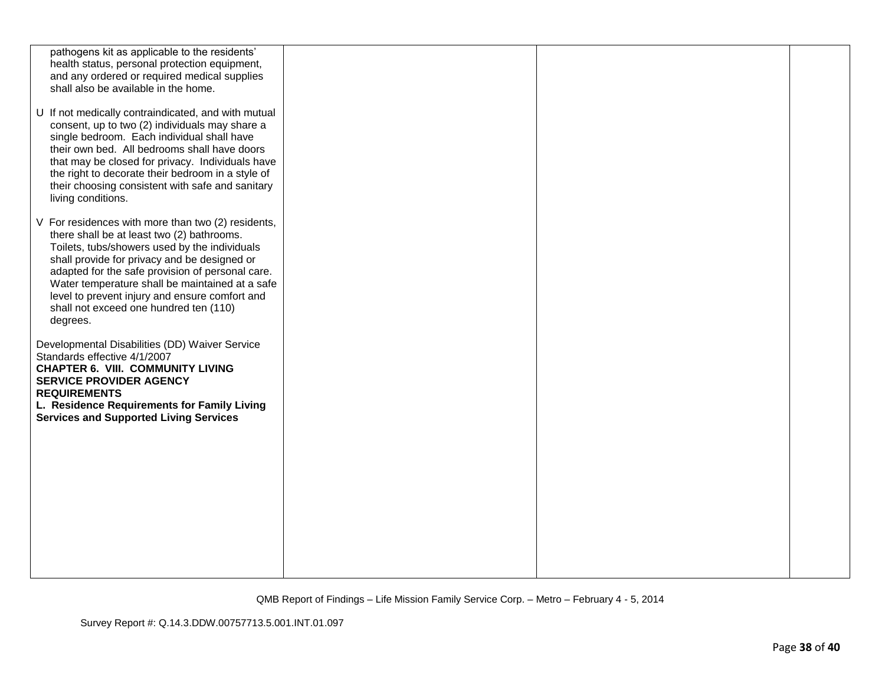| | | | |
|---|---|---|---|
| pathogens kit as applicable to the residents' health status, personal protection equipment, and any ordered or required medical supplies shall also be available in the home.<br><br>U If not medically contraindicated, and with mutual consent, up to two (2) individuals may share a single bedroom. Each individual shall have their own bed. All bedrooms shall have doors that may be closed for privacy. Individuals have the right to decorate their bedroom in a style of their choosing consistent with safe and sanitary living conditions.<br><br>V For residences with more than two (2) residents, there shall be at least two (2) bathrooms. Toilets, tubs/showers used by the individuals shall provide for privacy and be designed or adapted for the safe provision of personal care. Water temperature shall be maintained at a safe level to prevent injury and ensure comfort and shall not exceed one hundred ten (110) degrees.<br><br>Developmental Disabilities (DD) Waiver Service Standards effective 4/1/2007<br>**CHAPTER 6. VIII. COMMUNITY LIVING SERVICE PROVIDER AGENCY REQUIREMENTS**<br>**L. Residence Requirements for Family Living Services and Supported Living Services** | | | |

QMB Report of Findings – Life Mission Family Service Corp. – Metro – February 4 - 5, 2014

Survey Report #: Q.14.3.DDW.00757713.5.001.INT.01.097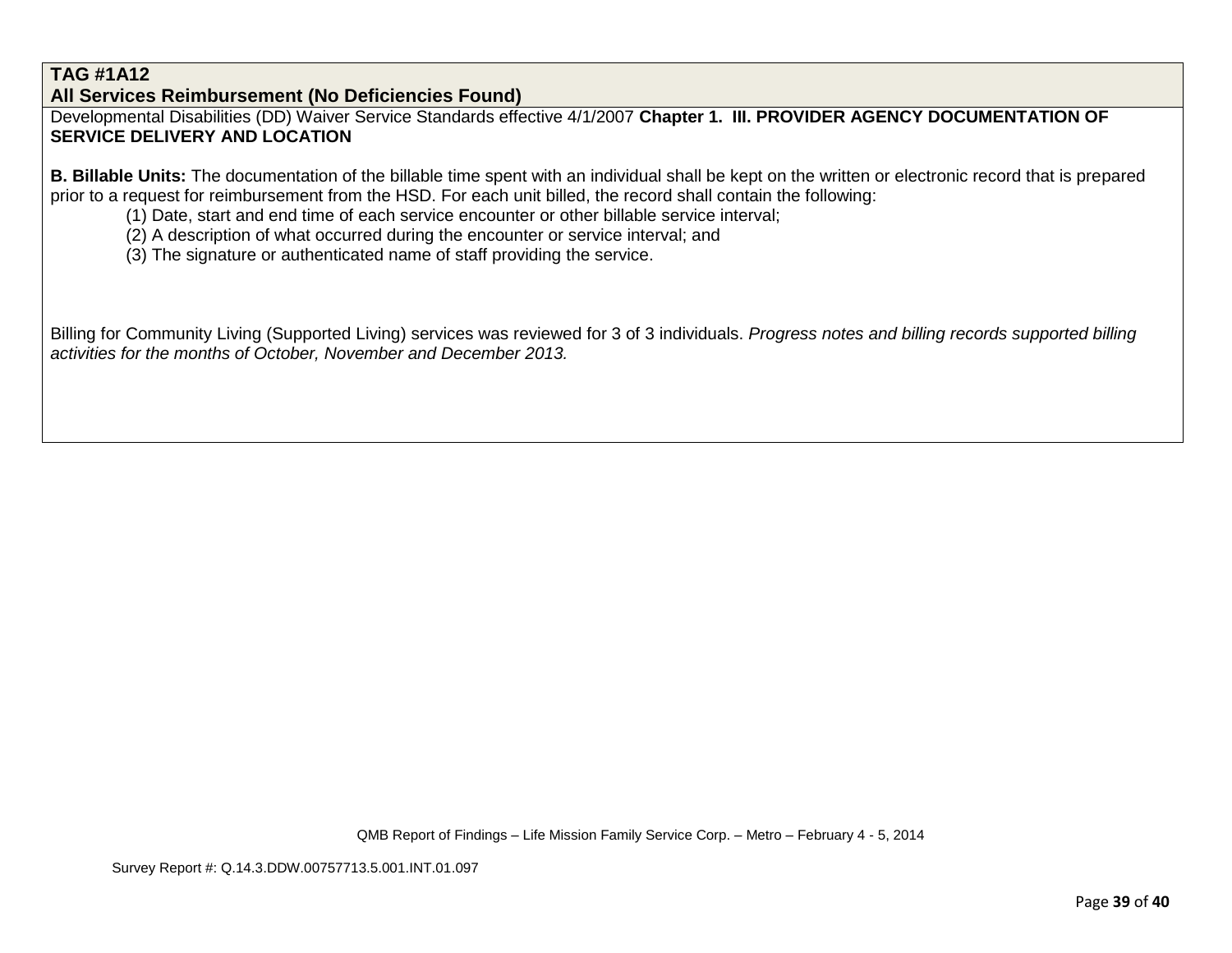**TAG #1A12**
**All Services Reimbursement (No Deficiencies Found)**

Developmental Disabilities (DD) Waiver Service Standards effective 4/1/2007 **Chapter 1. III. PROVIDER AGENCY DOCUMENTATION OF SERVICE DELIVERY AND LOCATION**

**B. Billable Units:** The documentation of the billable time spent with an individual shall be kept on the written or electronic record that is prepared prior to a request for reimbursement from the HSD. For each unit billed, the record shall contain the following:

(1) Date, start and end time of each service encounter or other billable service interval;
(2) A description of what occurred during the encounter or service interval; and
(3) The signature or authenticated name of staff providing the service.

Billing for Community Living (Supported Living) services was reviewed for 3 of 3 individuals. *Progress notes and billing records supported billing activities for the months of October, November and December 2013.*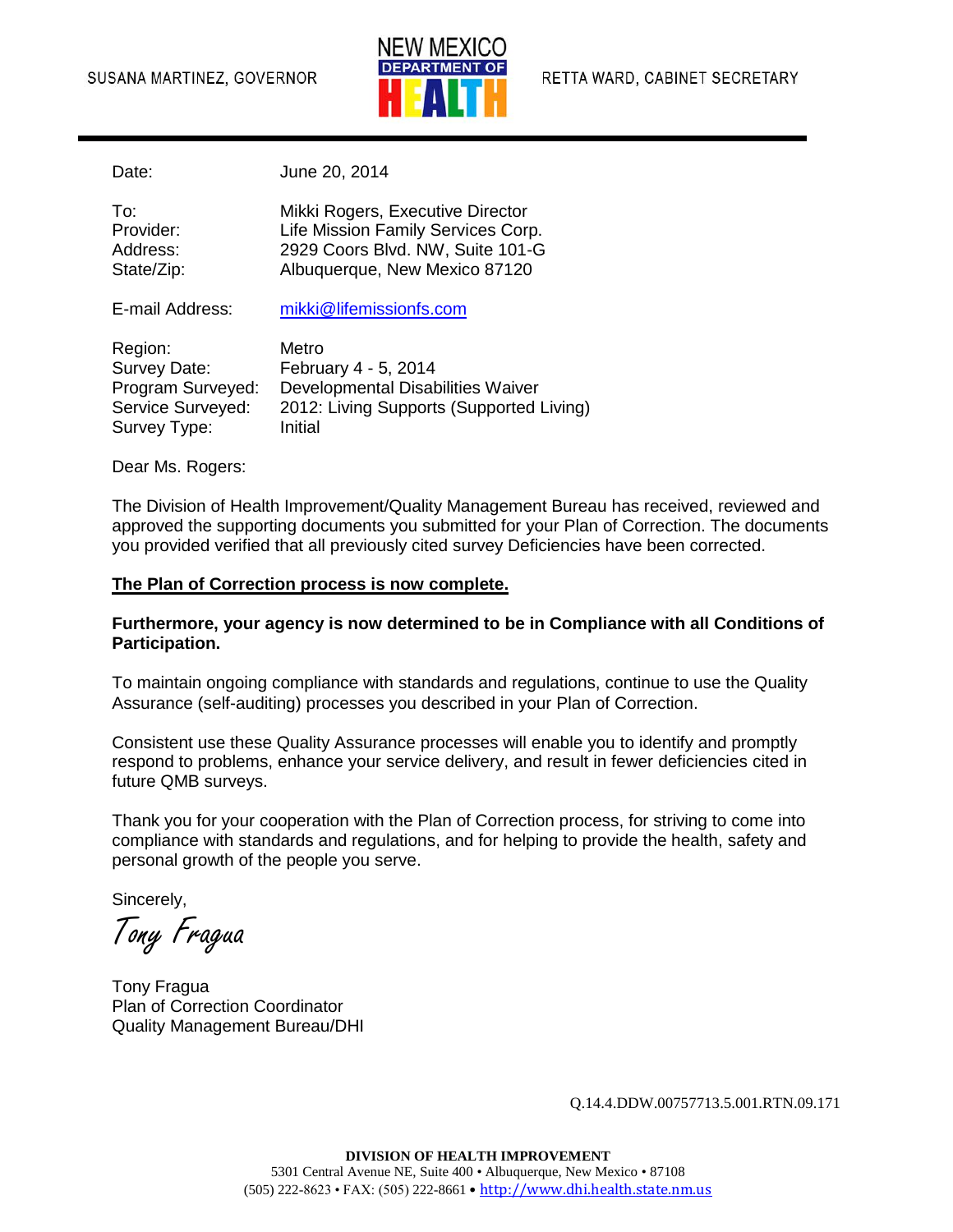SUSANA MARTINEZ, GOVERNOR

NEW MEXICO DEPARTMENT OF HEALTH

RETTA WARD, CABINET SECRETARY

| | |
|---|---|
| Date: | June 20, 2014 |
| To: | Mikki Rogers, Executive Director |
| Provider: | Life Mission Family Services Corp. |
| Address: | 2929 Coors Blvd. NW, Suite 101-G |
| State/Zip: | Albuquerque, New Mexico 87120 |
| E-mail Address: | mikki@lifemissionfs.com |
| Region: | Metro |
| Survey Date: | February 4 - 5, 2014 |
| Program Surveyed: | Developmental Disabilities Waiver |
| Service Surveyed: | 2012: Living Supports (Supported Living) |
| Survey Type: | Initial |

Dear Ms. Rogers:

The Division of Health Improvement/Quality Management Bureau has received, reviewed and approved the supporting documents you submitted for your Plan of Correction. The documents you provided verified that all previously cited survey Deficiencies have been corrected.

**The Plan of Correction process is now complete.**

**Furthermore, your agency is now determined to be in Compliance with all Conditions of Participation.**

To maintain ongoing compliance with standards and regulations, continue to use the Quality Assurance (self-auditing) processes you described in your Plan of Correction.

Consistent use these Quality Assurance processes will enable you to identify and promptly respond to problems, enhance your service delivery, and result in fewer deficiencies cited in future QMB surveys.

Thank you for your cooperation with the Plan of Correction process, for striving to come into compliance with standards and regulations, and for helping to provide the health, safety and personal growth of the people you serve.

Sincerely,

*Tony Fragua*

Tony Fragua
Plan of Correction Coordinator
Quality Management Bureau/DHI

Q.14.4.DDW.00757713.5.001.RTN.09.171

**DIVISION OF HEALTH IMPROVEMENT**
5301 Central Avenue NE, Suite 400 • Albuquerque, New Mexico • 87108
(505) 222-8623 • FAX: (505) 222-8661 • http://www.dhi.health.state.nm.us